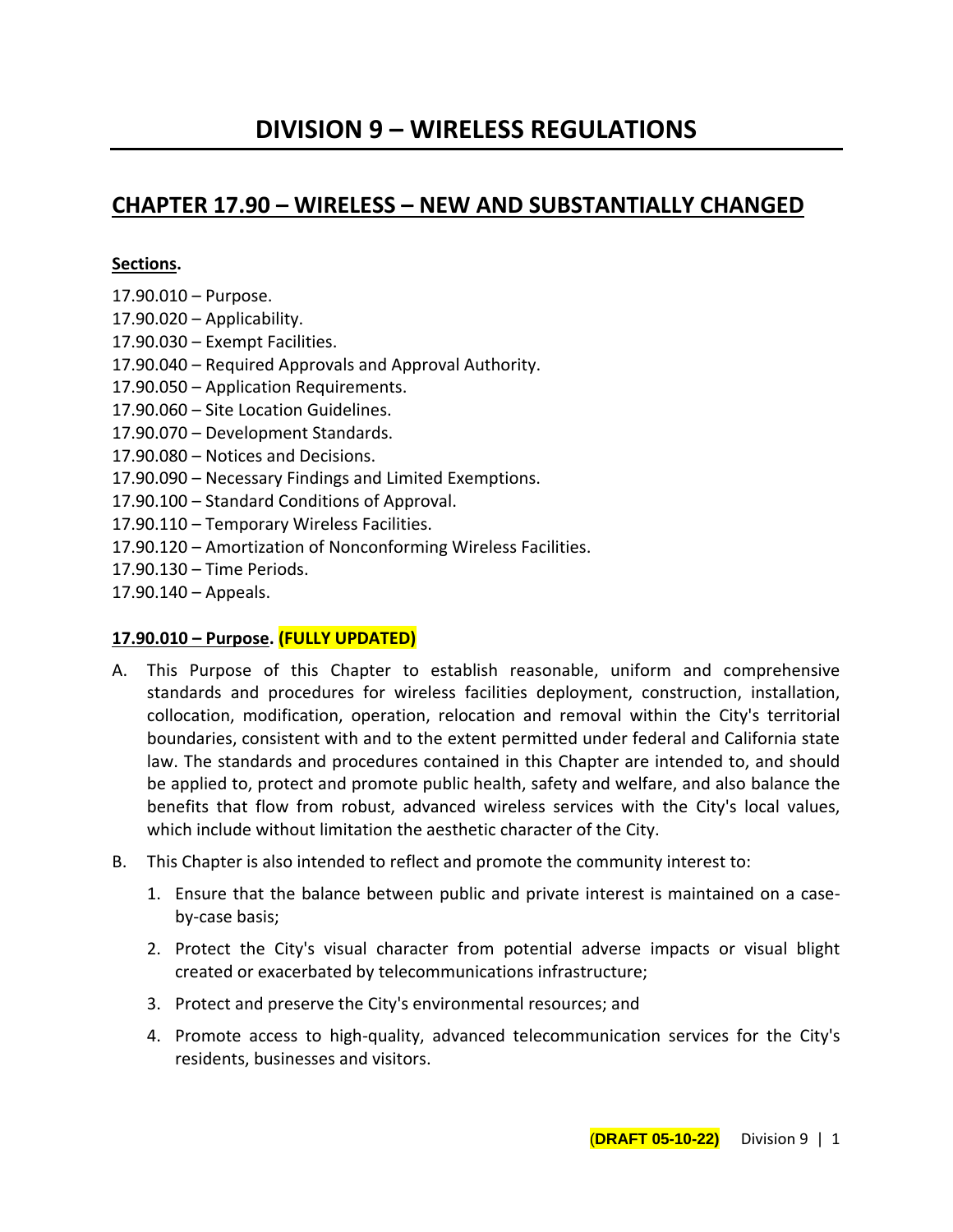# DIVISION 9 – WIRELESS REGULATIONS

## CHAPTER 17.90 – WIRELESS – NEW AND SUBSTANTIALLY CHANGED

**Sections.**

17.90.010 – Purpose.
17.90.020 – Applicability.
17.90.030 – Exempt Facilities.
17.90.040 – Required Approvals and Approval Authority.
17.90.050 – Application Requirements.
17.90.060 – Site Location Guidelines.
17.90.070 – Development Standards.
17.90.080 – Notices and Decisions.
17.90.090 – Necessary Findings and Limited Exemptions.
17.90.100 – Standard Conditions of Approval.
17.90.110 – Temporary Wireless Facilities.
17.90.120 – Amortization of Nonconforming Wireless Facilities.
17.90.130 – Time Periods.
17.90.140 – Appeals.

### 17.90.010 – Purpose. (FULLY UPDATED)

A. This Purpose of this Chapter to establish reasonable, uniform and comprehensive standards and procedures for wireless facilities deployment, construction, installation, collocation, modification, operation, relocation and removal within the City's territorial boundaries, consistent with and to the extent permitted under federal and California state law. The standards and procedures contained in this Chapter are intended to, and should be applied to, protect and promote public health, safety and welfare, and also balance the benefits that flow from robust, advanced wireless services with the City's local values, which include without limitation the aesthetic character of the City.

B. This Chapter is also intended to reflect and promote the community interest to:

1. Ensure that the balance between public and private interest is maintained on a case-by-case basis;
2. Protect the City's visual character from potential adverse impacts or visual blight created or exacerbated by telecommunications infrastructure;
3. Protect and preserve the City's environmental resources; and
4. Promote access to high-quality, advanced telecommunication services for the City's residents, businesses and visitors.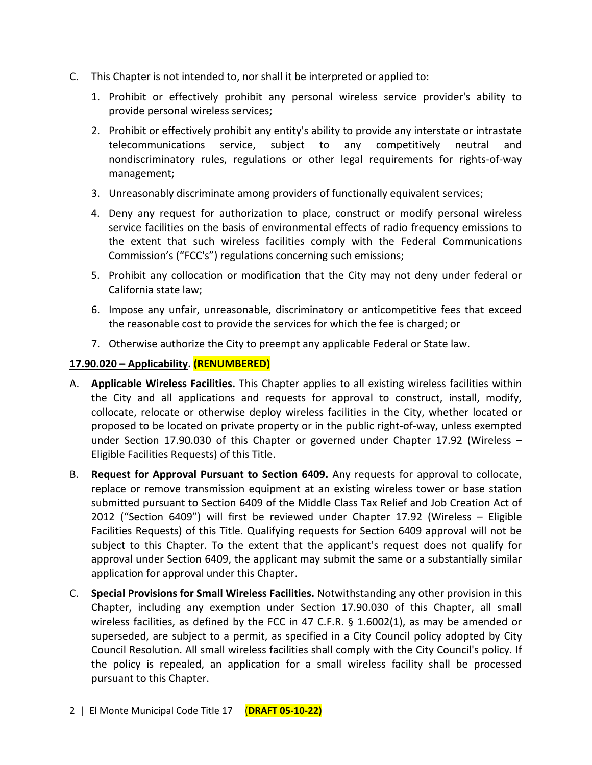C. This Chapter is not intended to, nor shall it be interpreted or applied to:

   1. Prohibit or effectively prohibit any personal wireless service provider's ability to provide personal wireless services;

   2. Prohibit or effectively prohibit any entity's ability to provide any interstate or intrastate telecommunications service, subject to any competitively neutral and nondiscriminatory rules, regulations or other legal requirements for rights-of-way management;

   3. Unreasonably discriminate among providers of functionally equivalent services;

   4. Deny any request for authorization to place, construct or modify personal wireless service facilities on the basis of environmental effects of radio frequency emissions to the extent that such wireless facilities comply with the Federal Communications Commission's ("FCC's") regulations concerning such emissions;

   5. Prohibit any collocation or modification that the City may not deny under federal or California state law;

   6. Impose any unfair, unreasonable, discriminatory or anticompetitive fees that exceed the reasonable cost to provide the services for which the fee is charged; or

   7. Otherwise authorize the City to preempt any applicable Federal or State law.

**17.90.020 – Applicability. (RENUMBERED)**

A. **Applicable Wireless Facilities.** This Chapter applies to all existing wireless facilities within the City and all applications and requests for approval to construct, install, modify, collocate, relocate or otherwise deploy wireless facilities in the City, whether located or proposed to be located on private property or in the public right-of-way, unless exempted under Section 17.90.030 of this Chapter or governed under Chapter 17.92 (Wireless – Eligible Facilities Requests) of this Title.

B. **Request for Approval Pursuant to Section 6409.** Any requests for approval to collocate, replace or remove transmission equipment at an existing wireless tower or base station submitted pursuant to Section 6409 of the Middle Class Tax Relief and Job Creation Act of 2012 ("Section 6409") will first be reviewed under Chapter 17.92 (Wireless – Eligible Facilities Requests) of this Title. Qualifying requests for Section 6409 approval will not be subject to this Chapter. To the extent that the applicant's request does not qualify for approval under Section 6409, the applicant may submit the same or a substantially similar application for approval under this Chapter.

C. **Special Provisions for Small Wireless Facilities.** Notwithstanding any other provision in this Chapter, including any exemption under Section 17.90.030 of this Chapter, all small wireless facilities, as defined by the FCC in 47 C.F.R. § 1.6002(1), as may be amended or superseded, are subject to a permit, as specified in a City Council policy adopted by City Council Resolution. All small wireless facilities shall comply with the City Council's policy. If the policy is repealed, an application for a small wireless facility shall be processed pursuant to this Chapter.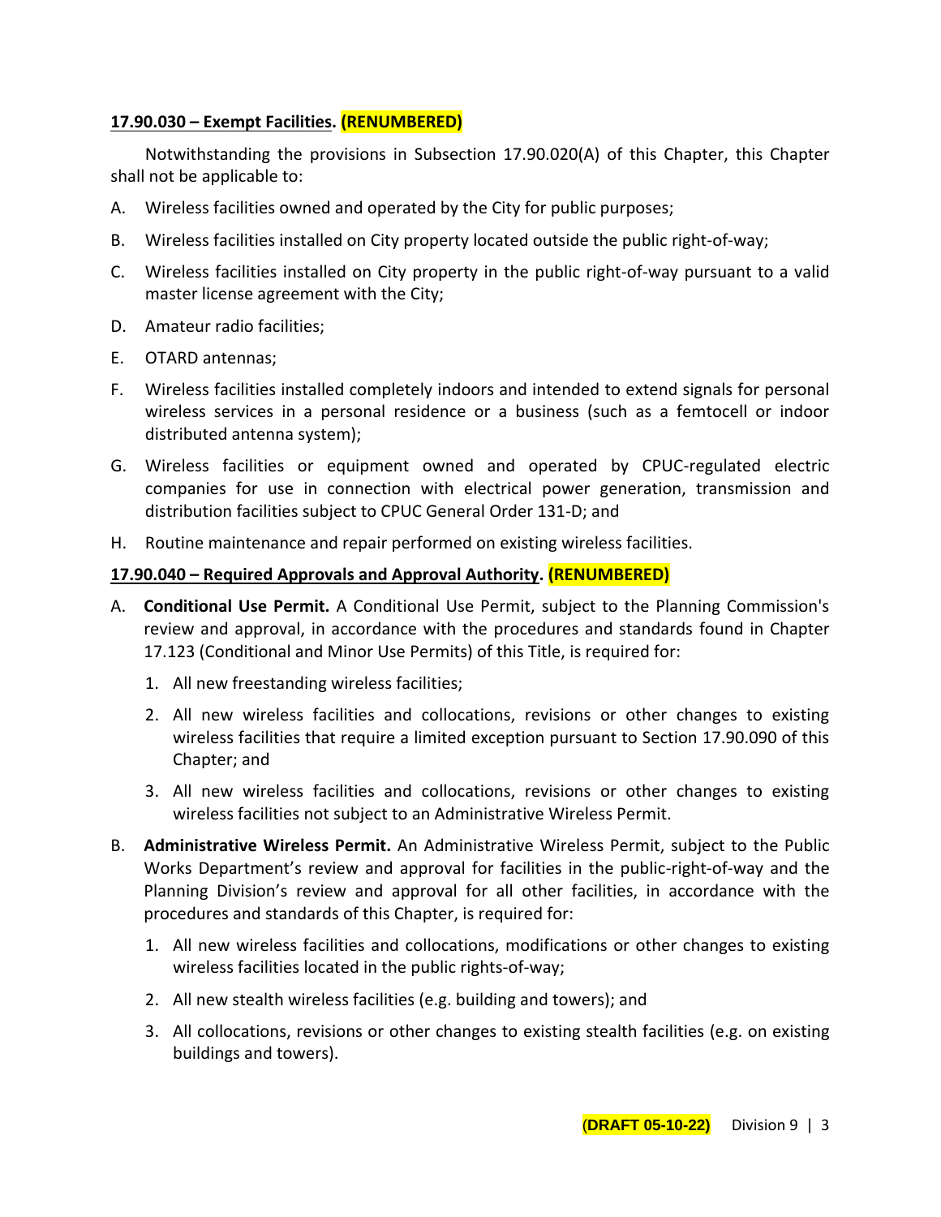**17.90.030 – Exempt Facilities. (RENUMBERED)**

Notwithstanding the provisions in Subsection 17.90.020(A) of this Chapter, this Chapter shall not be applicable to:

A. Wireless facilities owned and operated by the City for public purposes;

B. Wireless facilities installed on City property located outside the public right-of-way;

C. Wireless facilities installed on City property in the public right-of-way pursuant to a valid master license agreement with the City;

D. Amateur radio facilities;

E. OTARD antennas;

F. Wireless facilities installed completely indoors and intended to extend signals for personal wireless services in a personal residence or a business (such as a femtocell or indoor distributed antenna system);

G. Wireless facilities or equipment owned and operated by CPUC-regulated electric companies for use in connection with electrical power generation, transmission and distribution facilities subject to CPUC General Order 131-D; and

H. Routine maintenance and repair performed on existing wireless facilities.

**17.90.040 – Required Approvals and Approval Authority. (RENUMBERED)**

A. **Conditional Use Permit.** A Conditional Use Permit, subject to the Planning Commission's review and approval, in accordance with the procedures and standards found in Chapter 17.123 (Conditional and Minor Use Permits) of this Title, is required for:

   1. All new freestanding wireless facilities;

   2. All new wireless facilities and collocations, revisions or other changes to existing wireless facilities that require a limited exception pursuant to Section 17.90.090 of this Chapter; and

   3. All new wireless facilities and collocations, revisions or other changes to existing wireless facilities not subject to an Administrative Wireless Permit.

B. **Administrative Wireless Permit.** An Administrative Wireless Permit, subject to the Public Works Department's review and approval for facilities in the public-right-of-way and the Planning Division's review and approval for all other facilities, in accordance with the procedures and standards of this Chapter, is required for:

   1. All new wireless facilities and collocations, modifications or other changes to existing wireless facilities located in the public rights-of-way;

   2. All new stealth wireless facilities (e.g. building and towers); and

   3. All collocations, revisions or other changes to existing stealth facilities (e.g. on existing buildings and towers).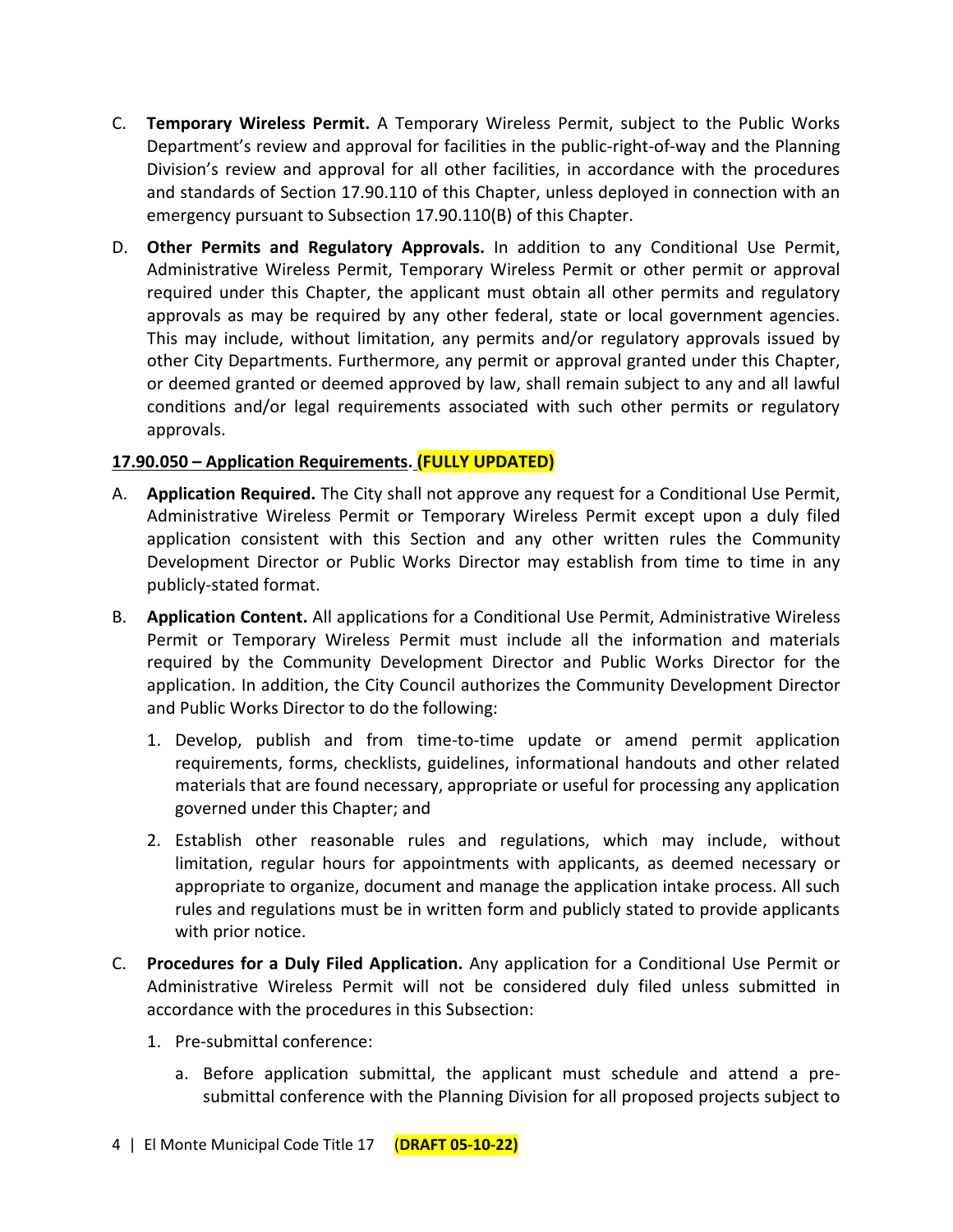C. **Temporary Wireless Permit.** A Temporary Wireless Permit, subject to the Public Works Department's review and approval for facilities in the public-right-of-way and the Planning Division's review and approval for all other facilities, in accordance with the procedures and standards of Section 17.90.110 of this Chapter, unless deployed in connection with an emergency pursuant to Subsection 17.90.110(B) of this Chapter.

D. **Other Permits and Regulatory Approvals.** In addition to any Conditional Use Permit, Administrative Wireless Permit, Temporary Wireless Permit or other permit or approval required under this Chapter, the applicant must obtain all other permits and regulatory approvals as may be required by any other federal, state or local government agencies. This may include, without limitation, any permits and/or regulatory approvals issued by other City Departments. Furthermore, any permit or approval granted under this Chapter, or deemed granted or deemed approved by law, shall remain subject to any and all lawful conditions and/or legal requirements associated with such other permits or regulatory approvals.

**17.90.050 – Application Requirements. (FULLY UPDATED)**

A. **Application Required.** The City shall not approve any request for a Conditional Use Permit, Administrative Wireless Permit or Temporary Wireless Permit except upon a duly filed application consistent with this Section and any other written rules the Community Development Director or Public Works Director may establish from time to time in any publicly-stated format.

B. **Application Content.** All applications for a Conditional Use Permit, Administrative Wireless Permit or Temporary Wireless Permit must include all the information and materials required by the Community Development Director and Public Works Director for the application. In addition, the City Council authorizes the Community Development Director and Public Works Director to do the following:

   1. Develop, publish and from time-to-time update or amend permit application requirements, forms, checklists, guidelines, informational handouts and other related materials that are found necessary, appropriate or useful for processing any application governed under this Chapter; and

   2. Establish other reasonable rules and regulations, which may include, without limitation, regular hours for appointments with applicants, as deemed necessary or appropriate to organize, document and manage the application intake process. All such rules and regulations must be in written form and publicly stated to provide applicants with prior notice.

C. **Procedures for a Duly Filed Application.** Any application for a Conditional Use Permit or Administrative Wireless Permit will not be considered duly filed unless submitted in accordance with the procedures in this Subsection:

   1. Pre-submittal conference:

      a. Before application submittal, the applicant must schedule and attend a pre-submittal conference with the Planning Division for all proposed projects subject to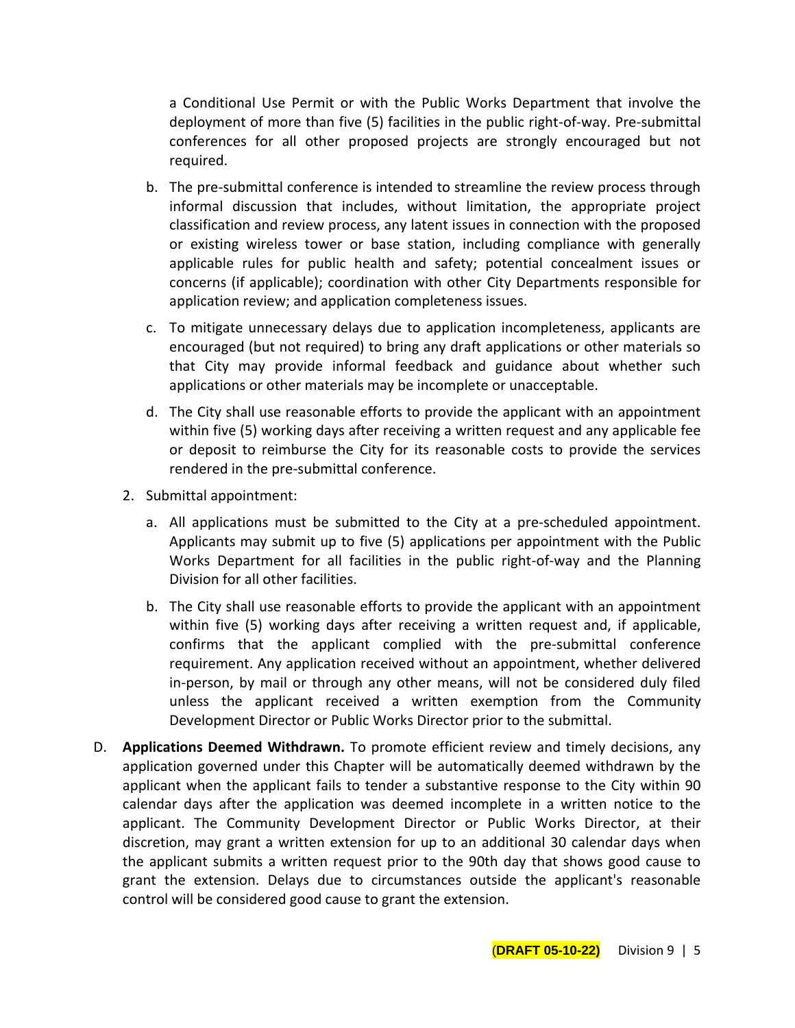a Conditional Use Permit or with the Public Works Department that involve the deployment of more than five (5) facilities in the public right-of-way. Pre-submittal conferences for all other proposed projects are strongly encouraged but not required.

   b. The pre-submittal conference is intended to streamline the review process through informal discussion that includes, without limitation, the appropriate project classification and review process, any latent issues in connection with the proposed or existing wireless tower or base station, including compliance with generally applicable rules for public health and safety; potential concealment issues or concerns (if applicable); coordination with other City Departments responsible for application review; and application completeness issues.

   c. To mitigate unnecessary delays due to application incompleteness, applicants are encouraged (but not required) to bring any draft applications or other materials so that City may provide informal feedback and guidance about whether such applications or other materials may be incomplete or unacceptable.

   d. The City shall use reasonable efforts to provide the applicant with an appointment within five (5) working days after receiving a written request and any applicable fee or deposit to reimburse the City for its reasonable costs to provide the services rendered in the pre-submittal conference.

2. Submittal appointment:

   a. All applications must be submitted to the City at a pre-scheduled appointment. Applicants may submit up to five (5) applications per appointment with the Public Works Department for all facilities in the public right-of-way and the Planning Division for all other facilities.

   b. The City shall use reasonable efforts to provide the applicant with an appointment within five (5) working days after receiving a written request and, if applicable, confirms that the applicant complied with the pre-submittal conference requirement. Any application received without an appointment, whether delivered in-person, by mail or through any other means, will not be considered duly filed unless the applicant received a written exemption from the Community Development Director or Public Works Director prior to the submittal.

D. **Applications Deemed Withdrawn.** To promote efficient review and timely decisions, any application governed under this Chapter will be automatically deemed withdrawn by the applicant when the applicant fails to tender a substantive response to the City within 90 calendar days after the application was deemed incomplete in a written notice to the applicant. The Community Development Director or Public Works Director, at their discretion, may grant a written extension for up to an additional 30 calendar days when the applicant submits a written request prior to the 90th day that shows good cause to grant the extension. Delays due to circumstances outside the applicant's reasonable control will be considered good cause to grant the extension.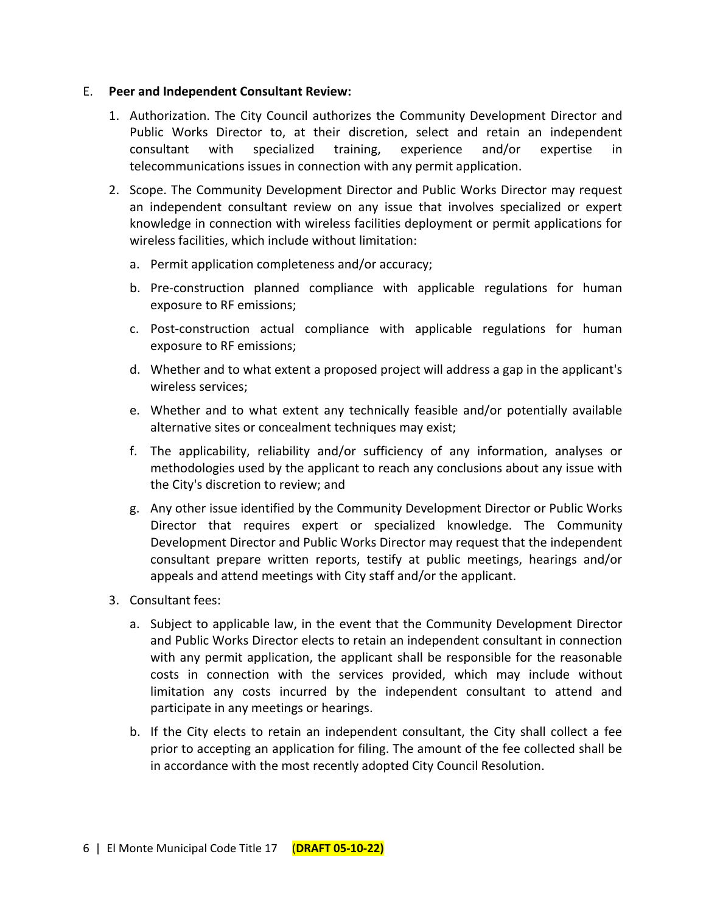E. **Peer and Independent Consultant Review:**

1. Authorization. The City Council authorizes the Community Development Director and Public Works Director to, at their discretion, select and retain an independent consultant with specialized training, experience and/or expertise in telecommunications issues in connection with any permit application.

2. Scope. The Community Development Director and Public Works Director may request an independent consultant review on any issue that involves specialized or expert knowledge in connection with wireless facilities deployment or permit applications for wireless facilities, which include without limitation:

   a. Permit application completeness and/or accuracy;

   b. Pre-construction planned compliance with applicable regulations for human exposure to RF emissions;

   c. Post-construction actual compliance with applicable regulations for human exposure to RF emissions;

   d. Whether and to what extent a proposed project will address a gap in the applicant's wireless services;

   e. Whether and to what extent any technically feasible and/or potentially available alternative sites or concealment techniques may exist;

   f. The applicability, reliability and/or sufficiency of any information, analyses or methodologies used by the applicant to reach any conclusions about any issue with the City's discretion to review; and

   g. Any other issue identified by the Community Development Director or Public Works Director that requires expert or specialized knowledge. The Community Development Director and Public Works Director may request that the independent consultant prepare written reports, testify at public meetings, hearings and/or appeals and attend meetings with City staff and/or the applicant.

3. Consultant fees:

   a. Subject to applicable law, in the event that the Community Development Director and Public Works Director elects to retain an independent consultant in connection with any permit application, the applicant shall be responsible for the reasonable costs in connection with the services provided, which may include without limitation any costs incurred by the independent consultant to attend and participate in any meetings or hearings.

   b. If the City elects to retain an independent consultant, the City shall collect a fee prior to accepting an application for filing. The amount of the fee collected shall be in accordance with the most recently adopted City Council Resolution.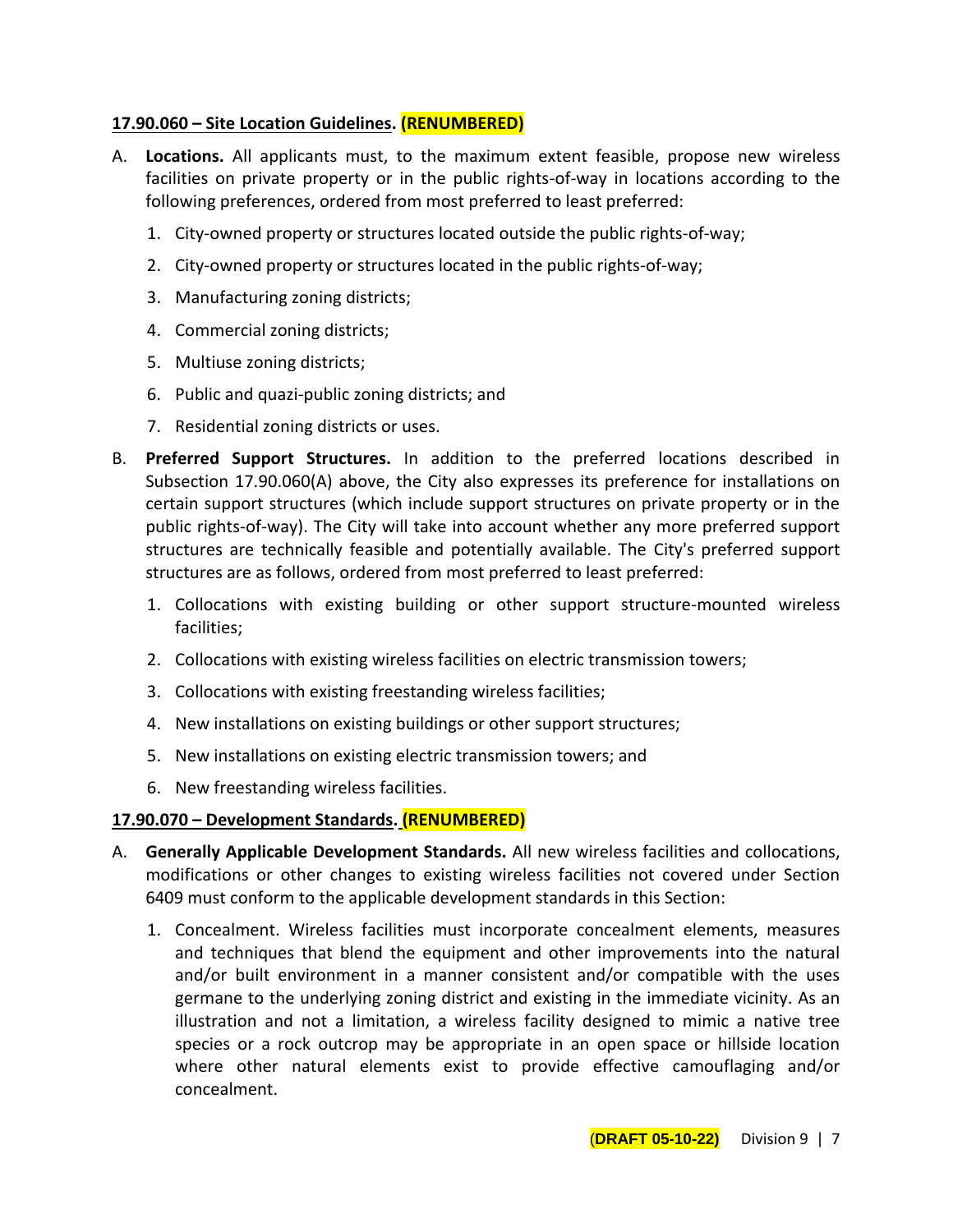### **17.90.060 – Site Location Guidelines. (RENUMBERED)**

A. **Locations.** All applicants must, to the maximum extent feasible, propose new wireless facilities on private property or in the public rights-of-way in locations according to the following preferences, ordered from most preferred to least preferred:

   1. City-owned property or structures located outside the public rights-of-way;
   2. City-owned property or structures located in the public rights-of-way;
   3. Manufacturing zoning districts;
   4. Commercial zoning districts;
   5. Multiuse zoning districts;
   6. Public and quazi-public zoning districts; and
   7. Residential zoning districts or uses.

B. **Preferred Support Structures.** In addition to the preferred locations described in Subsection 17.90.060(A) above, the City also expresses its preference for installations on certain support structures (which include support structures on private property or in the public rights-of-way). The City will take into account whether any more preferred support structures are technically feasible and potentially available. The City's preferred support structures are as follows, ordered from most preferred to least preferred:

   1. Collocations with existing building or other support structure-mounted wireless facilities;
   2. Collocations with existing wireless facilities on electric transmission towers;
   3. Collocations with existing freestanding wireless facilities;
   4. New installations on existing buildings or other support structures;
   5. New installations on existing electric transmission towers; and
   6. New freestanding wireless facilities.

### **17.90.070 – Development Standards. (RENUMBERED)**

A. **Generally Applicable Development Standards.** All new wireless facilities and collocations, modifications or other changes to existing wireless facilities not covered under Section 6409 must conform to the applicable development standards in this Section:

   1. Concealment. Wireless facilities must incorporate concealment elements, measures and techniques that blend the equipment and other improvements into the natural and/or built environment in a manner consistent and/or compatible with the uses germane to the underlying zoning district and existing in the immediate vicinity. As an illustration and not a limitation, a wireless facility designed to mimic a native tree species or a rock outcrop may be appropriate in an open space or hillside location where other natural elements exist to provide effective camouflaging and/or concealment.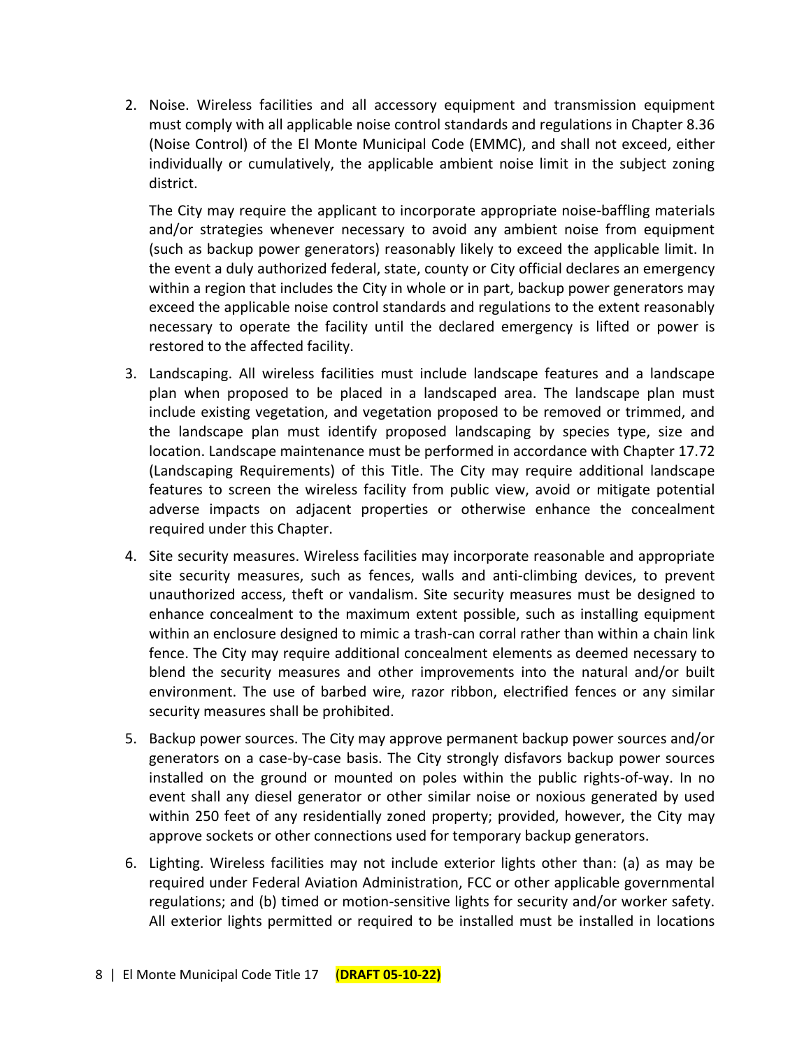2. Noise. Wireless facilities and all accessory equipment and transmission equipment must comply with all applicable noise control standards and regulations in Chapter 8.36 (Noise Control) of the El Monte Municipal Code (EMMC), and shall not exceed, either individually or cumulatively, the applicable ambient noise limit in the subject zoning district.

   The City may require the applicant to incorporate appropriate noise-baffling materials and/or strategies whenever necessary to avoid any ambient noise from equipment (such as backup power generators) reasonably likely to exceed the applicable limit. In the event a duly authorized federal, state, county or City official declares an emergency within a region that includes the City in whole or in part, backup power generators may exceed the applicable noise control standards and regulations to the extent reasonably necessary to operate the facility until the declared emergency is lifted or power is restored to the affected facility.

3. Landscaping. All wireless facilities must include landscape features and a landscape plan when proposed to be placed in a landscaped area. The landscape plan must include existing vegetation, and vegetation proposed to be removed or trimmed, and the landscape plan must identify proposed landscaping by species type, size and location. Landscape maintenance must be performed in accordance with Chapter 17.72 (Landscaping Requirements) of this Title. The City may require additional landscape features to screen the wireless facility from public view, avoid or mitigate potential adverse impacts on adjacent properties or otherwise enhance the concealment required under this Chapter.

4. Site security measures. Wireless facilities may incorporate reasonable and appropriate site security measures, such as fences, walls and anti-climbing devices, to prevent unauthorized access, theft or vandalism. Site security measures must be designed to enhance concealment to the maximum extent possible, such as installing equipment within an enclosure designed to mimic a trash-can corral rather than within a chain link fence. The City may require additional concealment elements as deemed necessary to blend the security measures and other improvements into the natural and/or built environment. The use of barbed wire, razor ribbon, electrified fences or any similar security measures shall be prohibited.

5. Backup power sources. The City may approve permanent backup power sources and/or generators on a case-by-case basis. The City strongly disfavors backup power sources installed on the ground or mounted on poles within the public rights-of-way. In no event shall any diesel generator or other similar noise or noxious generated by used within 250 feet of any residentially zoned property; provided, however, the City may approve sockets or other connections used for temporary backup generators.

6. Lighting. Wireless facilities may not include exterior lights other than: (a) as may be required under Federal Aviation Administration, FCC or other applicable governmental regulations; and (b) timed or motion-sensitive lights for security and/or worker safety. All exterior lights permitted or required to be installed must be installed in locations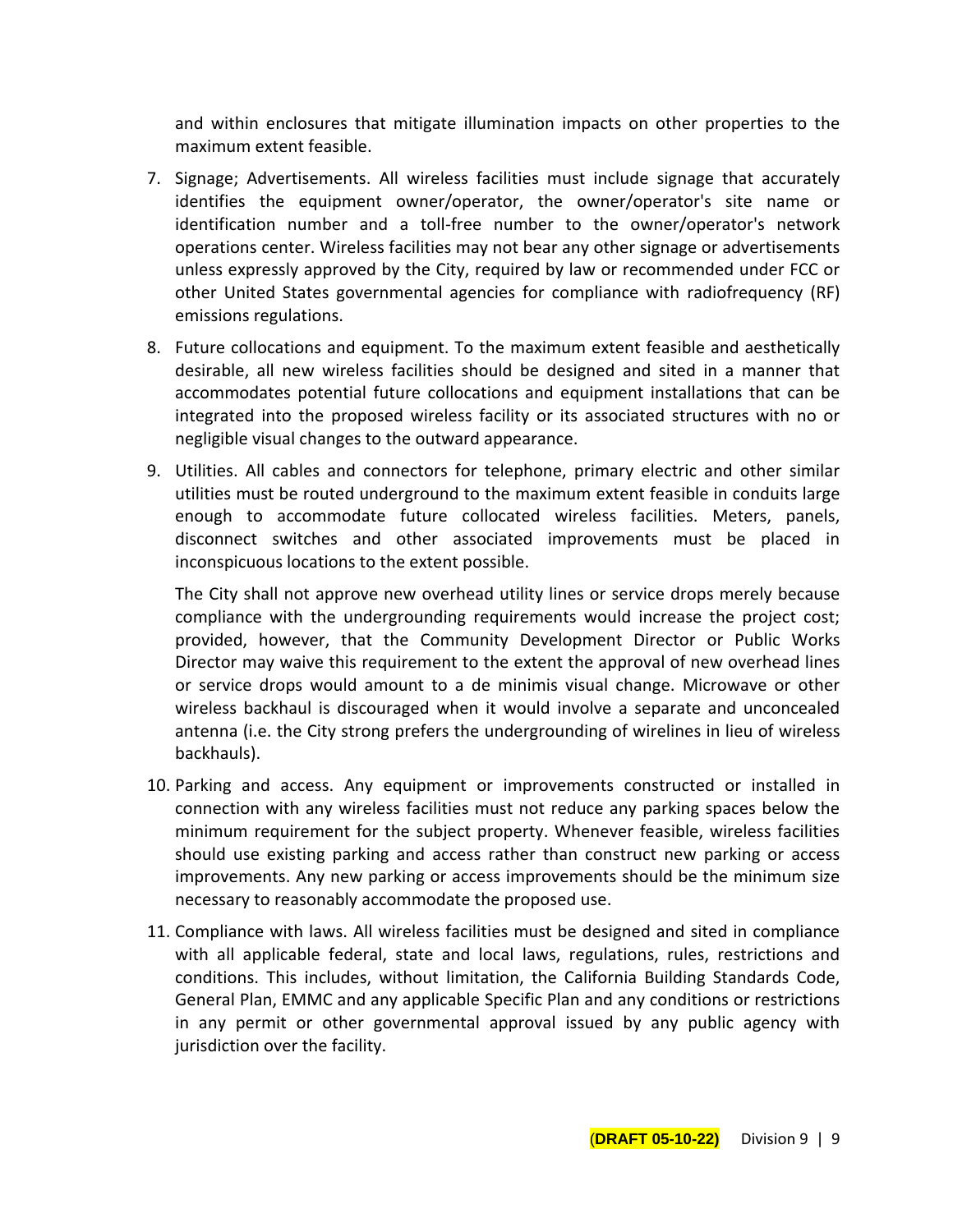and within enclosures that mitigate illumination impacts on other properties to the maximum extent feasible.

7. Signage; Advertisements. All wireless facilities must include signage that accurately identifies the equipment owner/operator, the owner/operator's site name or identification number and a toll-free number to the owner/operator's network operations center. Wireless facilities may not bear any other signage or advertisements unless expressly approved by the City, required by law or recommended under FCC or other United States governmental agencies for compliance with radiofrequency (RF) emissions regulations.

8. Future collocations and equipment. To the maximum extent feasible and aesthetically desirable, all new wireless facilities should be designed and sited in a manner that accommodates potential future collocations and equipment installations that can be integrated into the proposed wireless facility or its associated structures with no or negligible visual changes to the outward appearance.

9. Utilities. All cables and connectors for telephone, primary electric and other similar utilities must be routed underground to the maximum extent feasible in conduits large enough to accommodate future collocated wireless facilities. Meters, panels, disconnect switches and other associated improvements must be placed in inconspicuous locations to the extent possible.

   The City shall not approve new overhead utility lines or service drops merely because compliance with the undergrounding requirements would increase the project cost; provided, however, that the Community Development Director or Public Works Director may waive this requirement to the extent the approval of new overhead lines or service drops would amount to a de minimis visual change. Microwave or other wireless backhaul is discouraged when it would involve a separate and unconcealed antenna (i.e. the City strong prefers the undergrounding of wirelines in lieu of wireless backhauls).

10. Parking and access. Any equipment or improvements constructed or installed in connection with any wireless facilities must not reduce any parking spaces below the minimum requirement for the subject property. Whenever feasible, wireless facilities should use existing parking and access rather than construct new parking or access improvements. Any new parking or access improvements should be the minimum size necessary to reasonably accommodate the proposed use.

11. Compliance with laws. All wireless facilities must be designed and sited in compliance with all applicable federal, state and local laws, regulations, rules, restrictions and conditions. This includes, without limitation, the California Building Standards Code, General Plan, EMMC and any applicable Specific Plan and any conditions or restrictions in any permit or other governmental approval issued by any public agency with jurisdiction over the facility.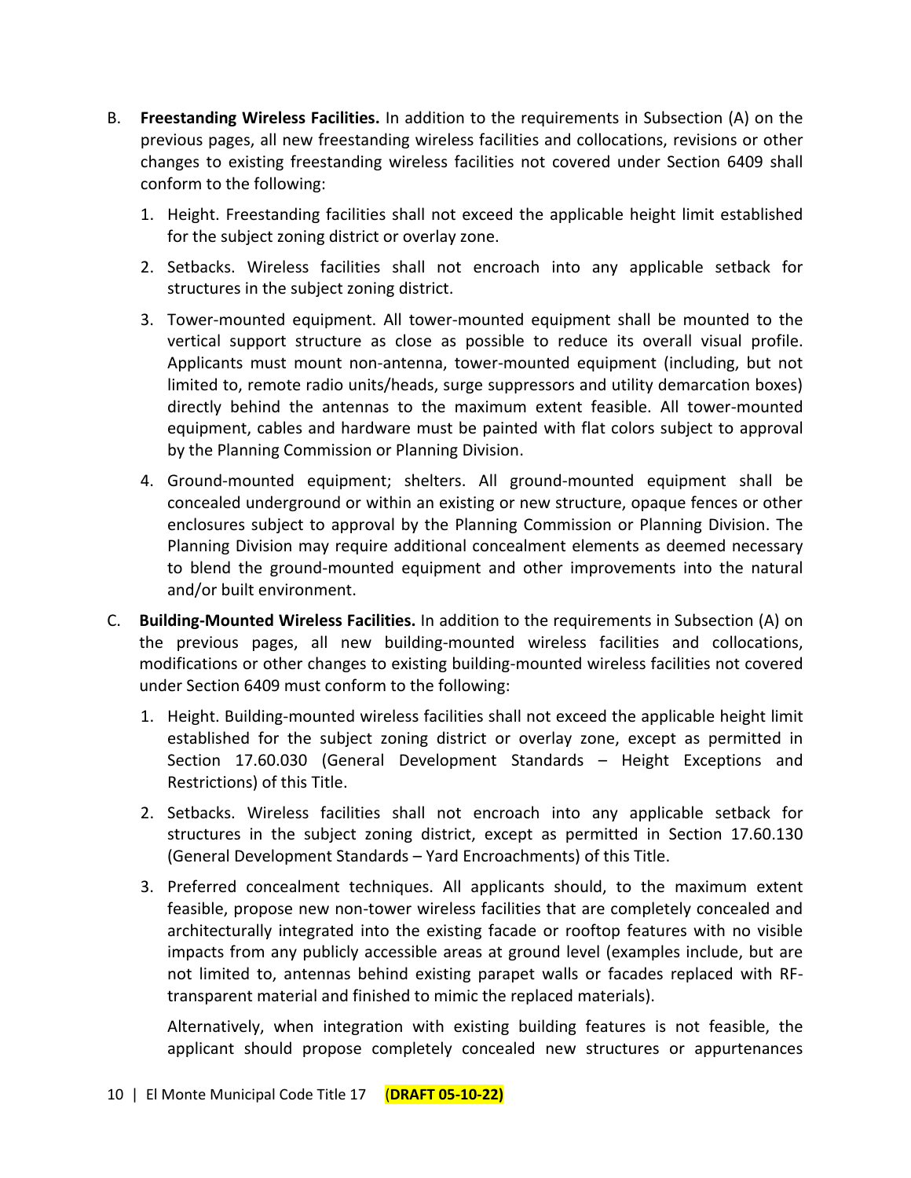B. **Freestanding Wireless Facilities.** In addition to the requirements in Subsection (A) on the previous pages, all new freestanding wireless facilities and collocations, revisions or other changes to existing freestanding wireless facilities not covered under Section 6409 shall conform to the following:

   1. Height. Freestanding facilities shall not exceed the applicable height limit established for the subject zoning district or overlay zone.

   2. Setbacks. Wireless facilities shall not encroach into any applicable setback for structures in the subject zoning district.

   3. Tower-mounted equipment. All tower-mounted equipment shall be mounted to the vertical support structure as close as possible to reduce its overall visual profile. Applicants must mount non-antenna, tower-mounted equipment (including, but not limited to, remote radio units/heads, surge suppressors and utility demarcation boxes) directly behind the antennas to the maximum extent feasible. All tower-mounted equipment, cables and hardware must be painted with flat colors subject to approval by the Planning Commission or Planning Division.

   4. Ground-mounted equipment; shelters. All ground-mounted equipment shall be concealed underground or within an existing or new structure, opaque fences or other enclosures subject to approval by the Planning Commission or Planning Division. The Planning Division may require additional concealment elements as deemed necessary to blend the ground-mounted equipment and other improvements into the natural and/or built environment.

C. **Building-Mounted Wireless Facilities.** In addition to the requirements in Subsection (A) on the previous pages, all new building-mounted wireless facilities and collocations, modifications or other changes to existing building-mounted wireless facilities not covered under Section 6409 must conform to the following:

   1. Height. Building-mounted wireless facilities shall not exceed the applicable height limit established for the subject zoning district or overlay zone, except as permitted in Section 17.60.030 (General Development Standards – Height Exceptions and Restrictions) of this Title.

   2. Setbacks. Wireless facilities shall not encroach into any applicable setback for structures in the subject zoning district, except as permitted in Section 17.60.130 (General Development Standards – Yard Encroachments) of this Title.

   3. Preferred concealment techniques. All applicants should, to the maximum extent feasible, propose new non-tower wireless facilities that are completely concealed and architecturally integrated into the existing facade or rooftop features with no visible impacts from any publicly accessible areas at ground level (examples include, but are not limited to, antennas behind existing parapet walls or facades replaced with RF-transparent material and finished to mimic the replaced materials).

      Alternatively, when integration with existing building features is not feasible, the applicant should propose completely concealed new structures or appurtenances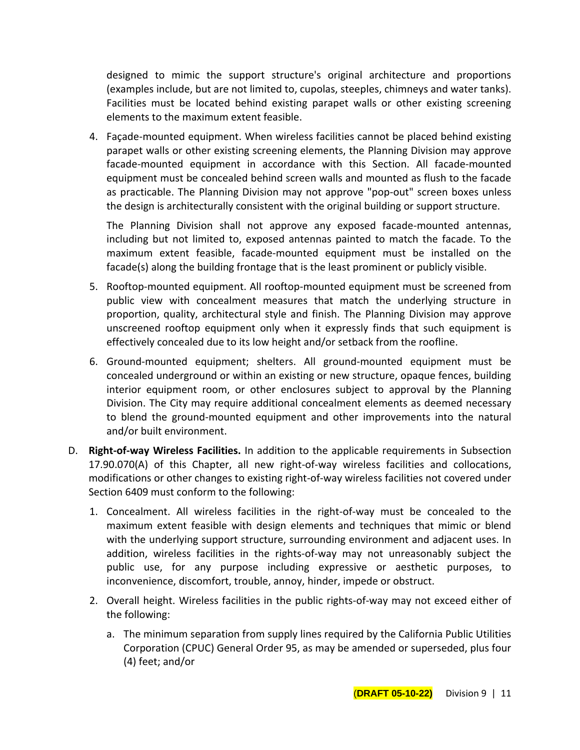designed to mimic the support structure's original architecture and proportions (examples include, but are not limited to, cupolas, steeples, chimneys and water tanks). Facilities must be located behind existing parapet walls or other existing screening elements to the maximum extent feasible.

4. Façade-mounted equipment. When wireless facilities cannot be placed behind existing parapet walls or other existing screening elements, the Planning Division may approve facade-mounted equipment in accordance with this Section. All facade-mounted equipment must be concealed behind screen walls and mounted as flush to the facade as practicable. The Planning Division may not approve "pop-out" screen boxes unless the design is architecturally consistent with the original building or support structure.

   The Planning Division shall not approve any exposed facade-mounted antennas, including but not limited to, exposed antennas painted to match the facade. To the maximum extent feasible, facade-mounted equipment must be installed on the facade(s) along the building frontage that is the least prominent or publicly visible.

5. Rooftop-mounted equipment. All rooftop-mounted equipment must be screened from public view with concealment measures that match the underlying structure in proportion, quality, architectural style and finish. The Planning Division may approve unscreened rooftop equipment only when it expressly finds that such equipment is effectively concealed due to its low height and/or setback from the roofline.

6. Ground-mounted equipment; shelters. All ground-mounted equipment must be concealed underground or within an existing or new structure, opaque fences, building interior equipment room, or other enclosures subject to approval by the Planning Division. The City may require additional concealment elements as deemed necessary to blend the ground-mounted equipment and other improvements into the natural and/or built environment.

D. **Right-of-way Wireless Facilities.** In addition to the applicable requirements in Subsection 17.90.070(A) of this Chapter, all new right-of-way wireless facilities and collocations, modifications or other changes to existing right-of-way wireless facilities not covered under Section 6409 must conform to the following:

   1. Concealment. All wireless facilities in the right-of-way must be concealed to the maximum extent feasible with design elements and techniques that mimic or blend with the underlying support structure, surrounding environment and adjacent uses. In addition, wireless facilities in the rights-of-way may not unreasonably subject the public use, for any purpose including expressive or aesthetic purposes, to inconvenience, discomfort, trouble, annoy, hinder, impede or obstruct.

   2. Overall height. Wireless facilities in the public rights-of-way may not exceed either of the following:

      a. The minimum separation from supply lines required by the California Public Utilities Corporation (CPUC) General Order 95, as may be amended or superseded, plus four (4) feet; and/or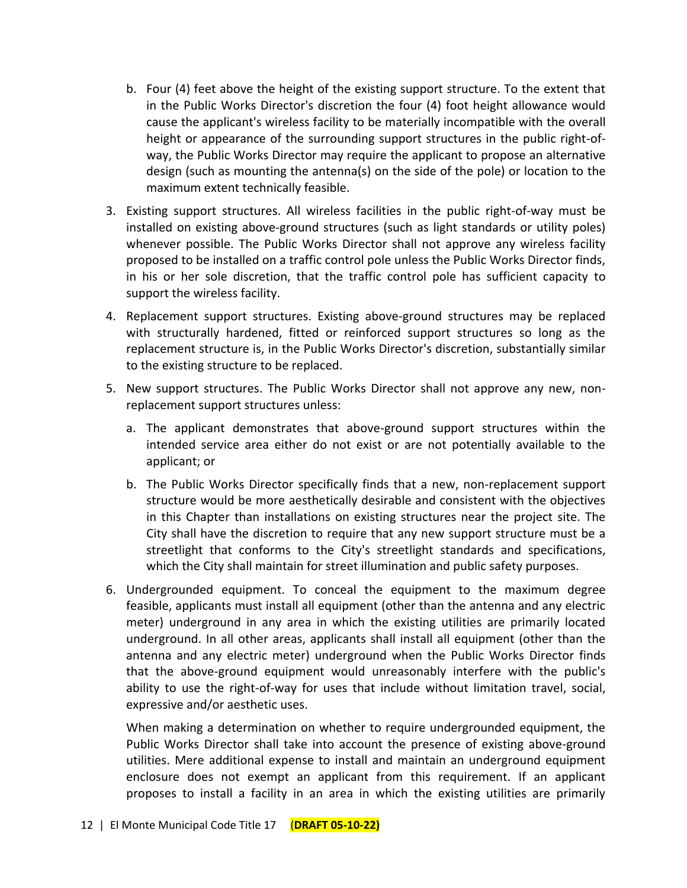b. Four (4) feet above the height of the existing support structure. To the extent that in the Public Works Director's discretion the four (4) foot height allowance would cause the applicant's wireless facility to be materially incompatible with the overall height or appearance of the surrounding support structures in the public right-of-way, the Public Works Director may require the applicant to propose an alternative design (such as mounting the antenna(s) on the side of the pole) or location to the maximum extent technically feasible.

3. Existing support structures. All wireless facilities in the public right-of-way must be installed on existing above-ground structures (such as light standards or utility poles) whenever possible. The Public Works Director shall not approve any wireless facility proposed to be installed on a traffic control pole unless the Public Works Director finds, in his or her sole discretion, that the traffic control pole has sufficient capacity to support the wireless facility.

4. Replacement support structures. Existing above-ground structures may be replaced with structurally hardened, fitted or reinforced support structures so long as the replacement structure is, in the Public Works Director's discretion, substantially similar to the existing structure to be replaced.

5. New support structures. The Public Works Director shall not approve any new, non-replacement support structures unless:

   a. The applicant demonstrates that above-ground support structures within the intended service area either do not exist or are not potentially available to the applicant; or

   b. The Public Works Director specifically finds that a new, non-replacement support structure would be more aesthetically desirable and consistent with the objectives in this Chapter than installations on existing structures near the project site. The City shall have the discretion to require that any new support structure must be a streetlight that conforms to the City's streetlight standards and specifications, which the City shall maintain for street illumination and public safety purposes.

6. Undergrounded equipment. To conceal the equipment to the maximum degree feasible, applicants must install all equipment (other than the antenna and any electric meter) underground in any area in which the existing utilities are primarily located underground. In all other areas, applicants shall install all equipment (other than the antenna and any electric meter) underground when the Public Works Director finds that the above-ground equipment would unreasonably interfere with the public's ability to use the right-of-way for uses that include without limitation travel, social, expressive and/or aesthetic uses.

   When making a determination on whether to require undergrounded equipment, the Public Works Director shall take into account the presence of existing above-ground utilities. Mere additional expense to install and maintain an underground equipment enclosure does not exempt an applicant from this requirement. If an applicant proposes to install a facility in an area in which the existing utilities are primarily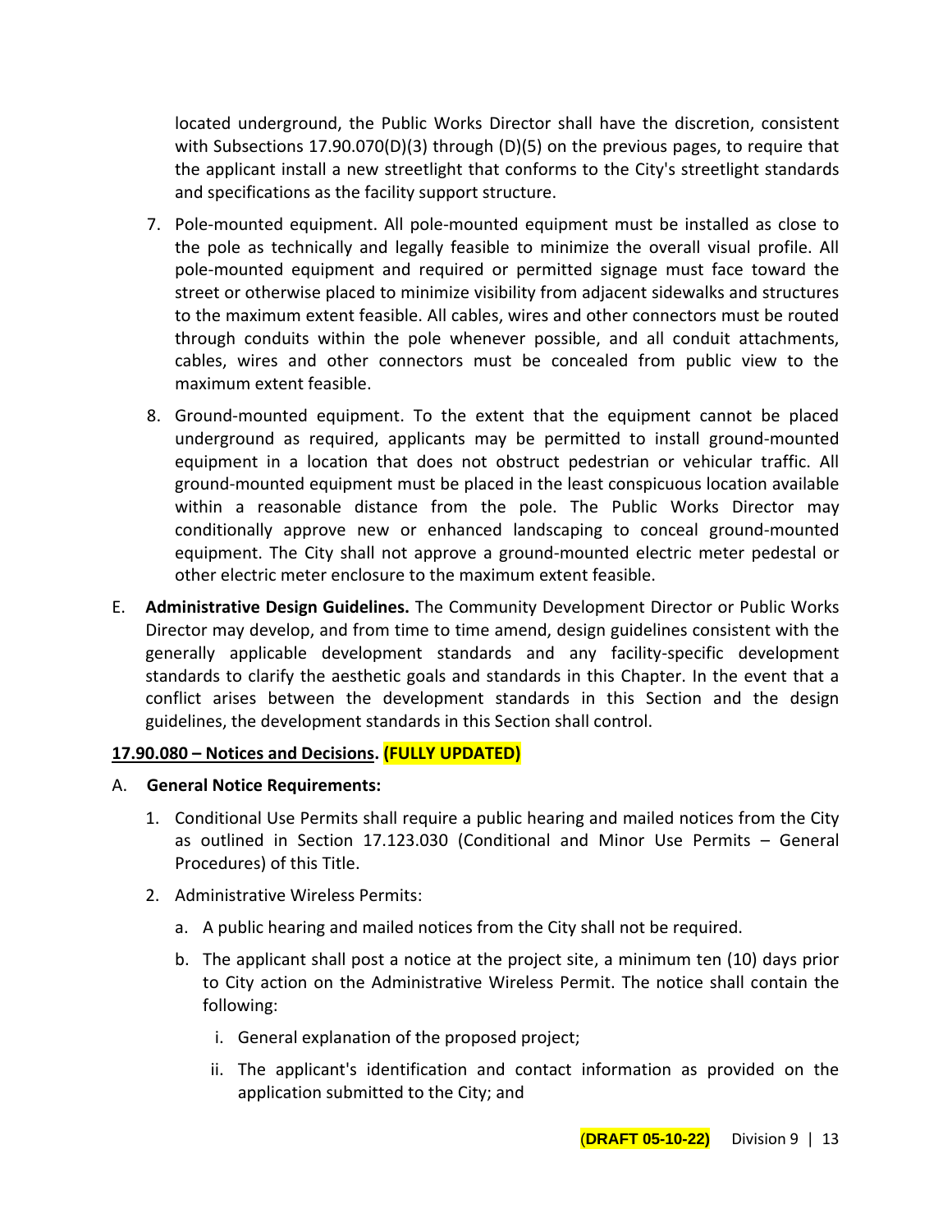located underground, the Public Works Director shall have the discretion, consistent with Subsections 17.90.070(D)(3) through (D)(5) on the previous pages, to require that the applicant install a new streetlight that conforms to the City's streetlight standards and specifications as the facility support structure.

7. Pole-mounted equipment. All pole-mounted equipment must be installed as close to the pole as technically and legally feasible to minimize the overall visual profile. All pole-mounted equipment and required or permitted signage must face toward the street or otherwise placed to minimize visibility from adjacent sidewalks and structures to the maximum extent feasible. All cables, wires and other connectors must be routed through conduits within the pole whenever possible, and all conduit attachments, cables, wires and other connectors must be concealed from public view to the maximum extent feasible.

8. Ground-mounted equipment. To the extent that the equipment cannot be placed underground as required, applicants may be permitted to install ground-mounted equipment in a location that does not obstruct pedestrian or vehicular traffic. All ground-mounted equipment must be placed in the least conspicuous location available within a reasonable distance from the pole. The Public Works Director may conditionally approve new or enhanced landscaping to conceal ground-mounted equipment. The City shall not approve a ground-mounted electric meter pedestal or other electric meter enclosure to the maximum extent feasible.

E. **Administrative Design Guidelines.** The Community Development Director or Public Works Director may develop, and from time to time amend, design guidelines consistent with the generally applicable development standards and any facility-specific development standards to clarify the aesthetic goals and standards in this Chapter. In the event that a conflict arises between the development standards in this Section and the design guidelines, the development standards in this Section shall control.

**17.90.080 – Notices and Decisions. (FULLY UPDATED)**

A. **General Notice Requirements:**

1. Conditional Use Permits shall require a public hearing and mailed notices from the City as outlined in Section 17.123.030 (Conditional and Minor Use Permits – General Procedures) of this Title.

2. Administrative Wireless Permits:

   a. A public hearing and mailed notices from the City shall not be required.

   b. The applicant shall post a notice at the project site, a minimum ten (10) days prior to City action on the Administrative Wireless Permit. The notice shall contain the following:

      i. General explanation of the proposed project;

      ii. The applicant's identification and contact information as provided on the application submitted to the City; and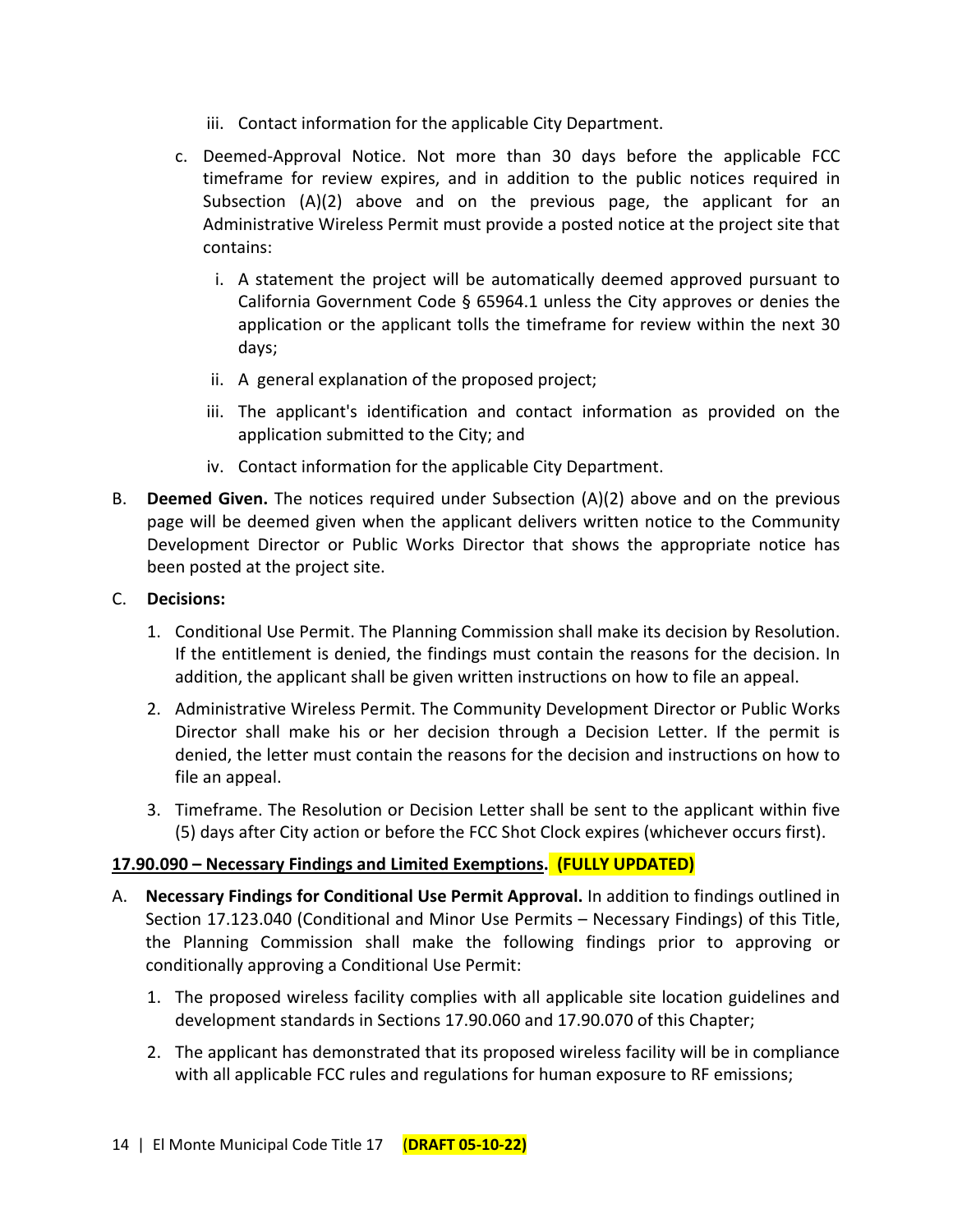iii. Contact information for the applicable City Department.

c. Deemed-Approval Notice. Not more than 30 days before the applicable FCC timeframe for review expires, and in addition to the public notices required in Subsection (A)(2) above and on the previous page, the applicant for an Administrative Wireless Permit must provide a posted notice at the project site that contains:

   i. A statement the project will be automatically deemed approved pursuant to California Government Code § 65964.1 unless the City approves or denies the application or the applicant tolls the timeframe for review within the next 30 days;

   ii. A general explanation of the proposed project;

   iii. The applicant's identification and contact information as provided on the application submitted to the City; and

   iv. Contact information for the applicable City Department.

B. **Deemed Given.** The notices required under Subsection (A)(2) above and on the previous page will be deemed given when the applicant delivers written notice to the Community Development Director or Public Works Director that shows the appropriate notice has been posted at the project site.

C. **Decisions:**

1. Conditional Use Permit. The Planning Commission shall make its decision by Resolution. If the entitlement is denied, the findings must contain the reasons for the decision. In addition, the applicant shall be given written instructions on how to file an appeal.

2. Administrative Wireless Permit. The Community Development Director or Public Works Director shall make his or her decision through a Decision Letter. If the permit is denied, the letter must contain the reasons for the decision and instructions on how to file an appeal.

3. Timeframe. The Resolution or Decision Letter shall be sent to the applicant within five (5) days after City action or before the FCC Shot Clock expires (whichever occurs first).

**17.90.090 – Necessary Findings and Limited Exemptions. (FULLY UPDATED)**

A. **Necessary Findings for Conditional Use Permit Approval.** In addition to findings outlined in Section 17.123.040 (Conditional and Minor Use Permits – Necessary Findings) of this Title, the Planning Commission shall make the following findings prior to approving or conditionally approving a Conditional Use Permit:

1. The proposed wireless facility complies with all applicable site location guidelines and development standards in Sections 17.90.060 and 17.90.070 of this Chapter;

2. The applicant has demonstrated that its proposed wireless facility will be in compliance with all applicable FCC rules and regulations for human exposure to RF emissions;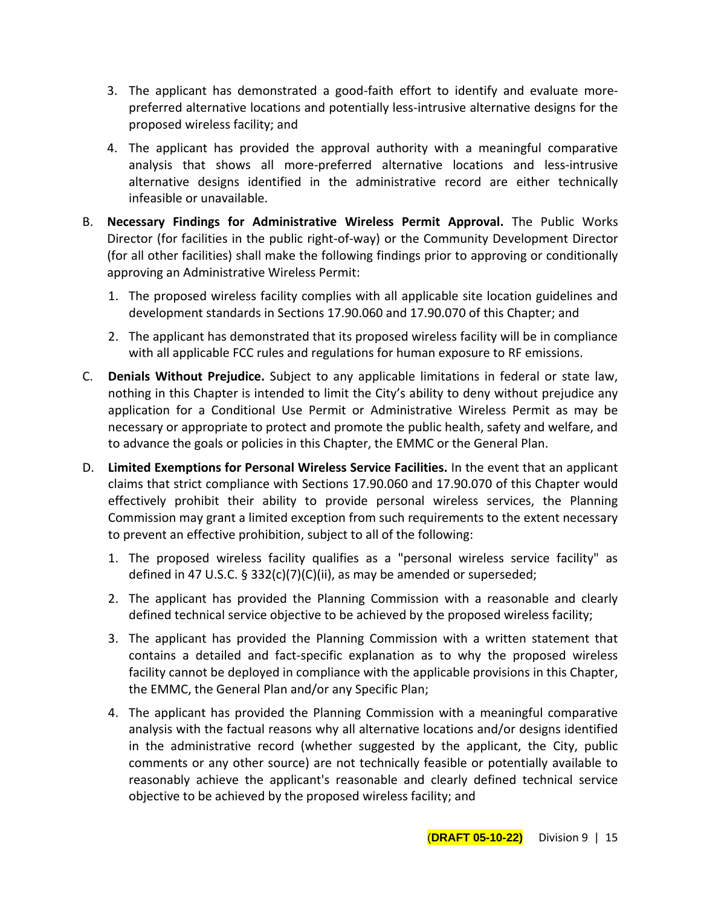3. The applicant has demonstrated a good-faith effort to identify and evaluate more-preferred alternative locations and potentially less-intrusive alternative designs for the proposed wireless facility; and

4. The applicant has provided the approval authority with a meaningful comparative analysis that shows all more-preferred alternative locations and less-intrusive alternative designs identified in the administrative record are either technically infeasible or unavailable.

B. **Necessary Findings for Administrative Wireless Permit Approval.** The Public Works Director (for facilities in the public right-of-way) or the Community Development Director (for all other facilities) shall make the following findings prior to approving or conditionally approving an Administrative Wireless Permit:

   1. The proposed wireless facility complies with all applicable site location guidelines and development standards in Sections 17.90.060 and 17.90.070 of this Chapter; and

   2. The applicant has demonstrated that its proposed wireless facility will be in compliance with all applicable FCC rules and regulations for human exposure to RF emissions.

C. **Denials Without Prejudice.** Subject to any applicable limitations in federal or state law, nothing in this Chapter is intended to limit the City's ability to deny without prejudice any application for a Conditional Use Permit or Administrative Wireless Permit as may be necessary or appropriate to protect and promote the public health, safety and welfare, and to advance the goals or policies in this Chapter, the EMMC or the General Plan.

D. **Limited Exemptions for Personal Wireless Service Facilities.** In the event that an applicant claims that strict compliance with Sections 17.90.060 and 17.90.070 of this Chapter would effectively prohibit their ability to provide personal wireless services, the Planning Commission may grant a limited exception from such requirements to the extent necessary to prevent an effective prohibition, subject to all of the following:

   1. The proposed wireless facility qualifies as a "personal wireless service facility" as defined in 47 U.S.C. § 332(c)(7)(C)(ii), as may be amended or superseded;

   2. The applicant has provided the Planning Commission with a reasonable and clearly defined technical service objective to be achieved by the proposed wireless facility;

   3. The applicant has provided the Planning Commission with a written statement that contains a detailed and fact-specific explanation as to why the proposed wireless facility cannot be deployed in compliance with the applicable provisions in this Chapter, the EMMC, the General Plan and/or any Specific Plan;

   4. The applicant has provided the Planning Commission with a meaningful comparative analysis with the factual reasons why all alternative locations and/or designs identified in the administrative record (whether suggested by the applicant, the City, public comments or any other source) are not technically feasible or potentially available to reasonably achieve the applicant's reasonable and clearly defined technical service objective to be achieved by the proposed wireless facility; and

(**DRAFT 05-10-22)**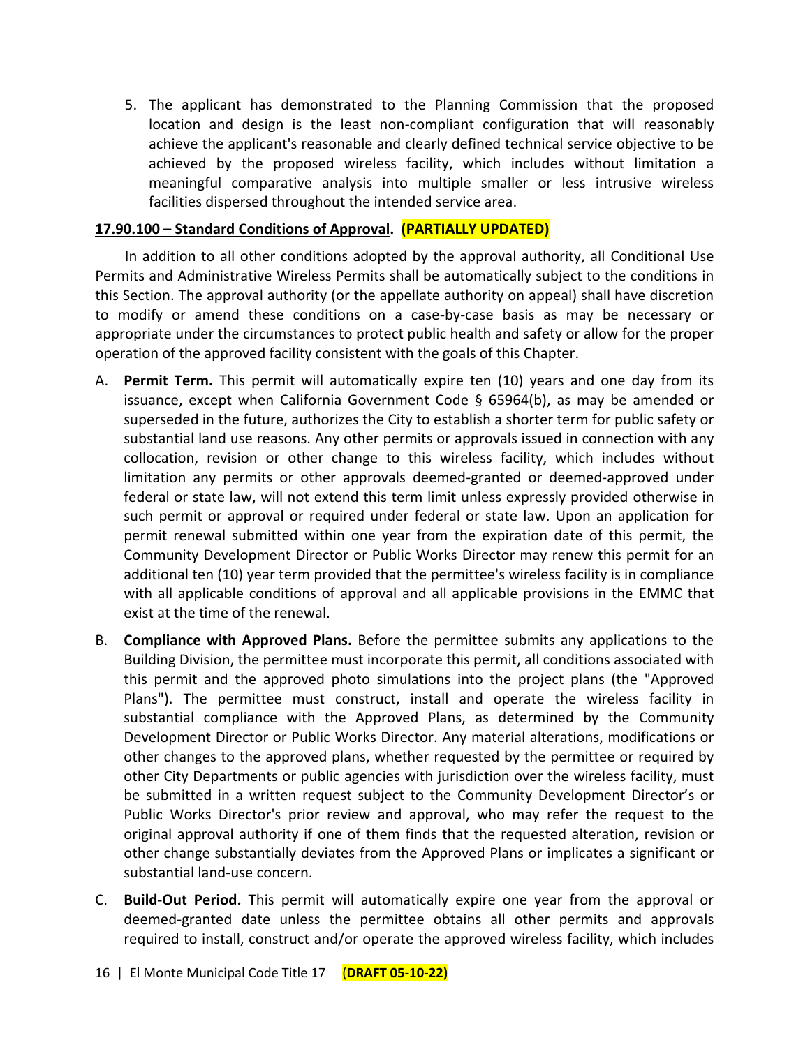5. The applicant has demonstrated to the Planning Commission that the proposed location and design is the least non-compliant configuration that will reasonably achieve the applicant's reasonable and clearly defined technical service objective to be achieved by the proposed wireless facility, which includes without limitation a meaningful comparative analysis into multiple smaller or less intrusive wireless facilities dispersed throughout the intended service area.

**17.90.100 – Standard Conditions of Approval. (PARTIALLY UPDATED)**

In addition to all other conditions adopted by the approval authority, all Conditional Use Permits and Administrative Wireless Permits shall be automatically subject to the conditions in this Section. The approval authority (or the appellate authority on appeal) shall have discretion to modify or amend these conditions on a case-by-case basis as may be necessary or appropriate under the circumstances to protect public health and safety or allow for the proper operation of the approved facility consistent with the goals of this Chapter.

A. **Permit Term.** This permit will automatically expire ten (10) years and one day from its issuance, except when California Government Code § 65964(b), as may be amended or superseded in the future, authorizes the City to establish a shorter term for public safety or substantial land use reasons. Any other permits or approvals issued in connection with any collocation, revision or other change to this wireless facility, which includes without limitation any permits or other approvals deemed-granted or deemed-approved under federal or state law, will not extend this term limit unless expressly provided otherwise in such permit or approval or required under federal or state law. Upon an application for permit renewal submitted within one year from the expiration date of this permit, the Community Development Director or Public Works Director may renew this permit for an additional ten (10) year term provided that the permittee's wireless facility is in compliance with all applicable conditions of approval and all applicable provisions in the EMMC that exist at the time of the renewal.

B. **Compliance with Approved Plans.** Before the permittee submits any applications to the Building Division, the permittee must incorporate this permit, all conditions associated with this permit and the approved photo simulations into the project plans (the "Approved Plans"). The permittee must construct, install and operate the wireless facility in substantial compliance with the Approved Plans, as determined by the Community Development Director or Public Works Director. Any material alterations, modifications or other changes to the approved plans, whether requested by the permittee or required by other City Departments or public agencies with jurisdiction over the wireless facility, must be submitted in a written request subject to the Community Development Director's or Public Works Director's prior review and approval, who may refer the request to the original approval authority if one of them finds that the requested alteration, revision or other change substantially deviates from the Approved Plans or implicates a significant or substantial land-use concern.

C. **Build-Out Period.** This permit will automatically expire one year from the approval or deemed-granted date unless the permittee obtains all other permits and approvals required to install, construct and/or operate the approved wireless facility, which includes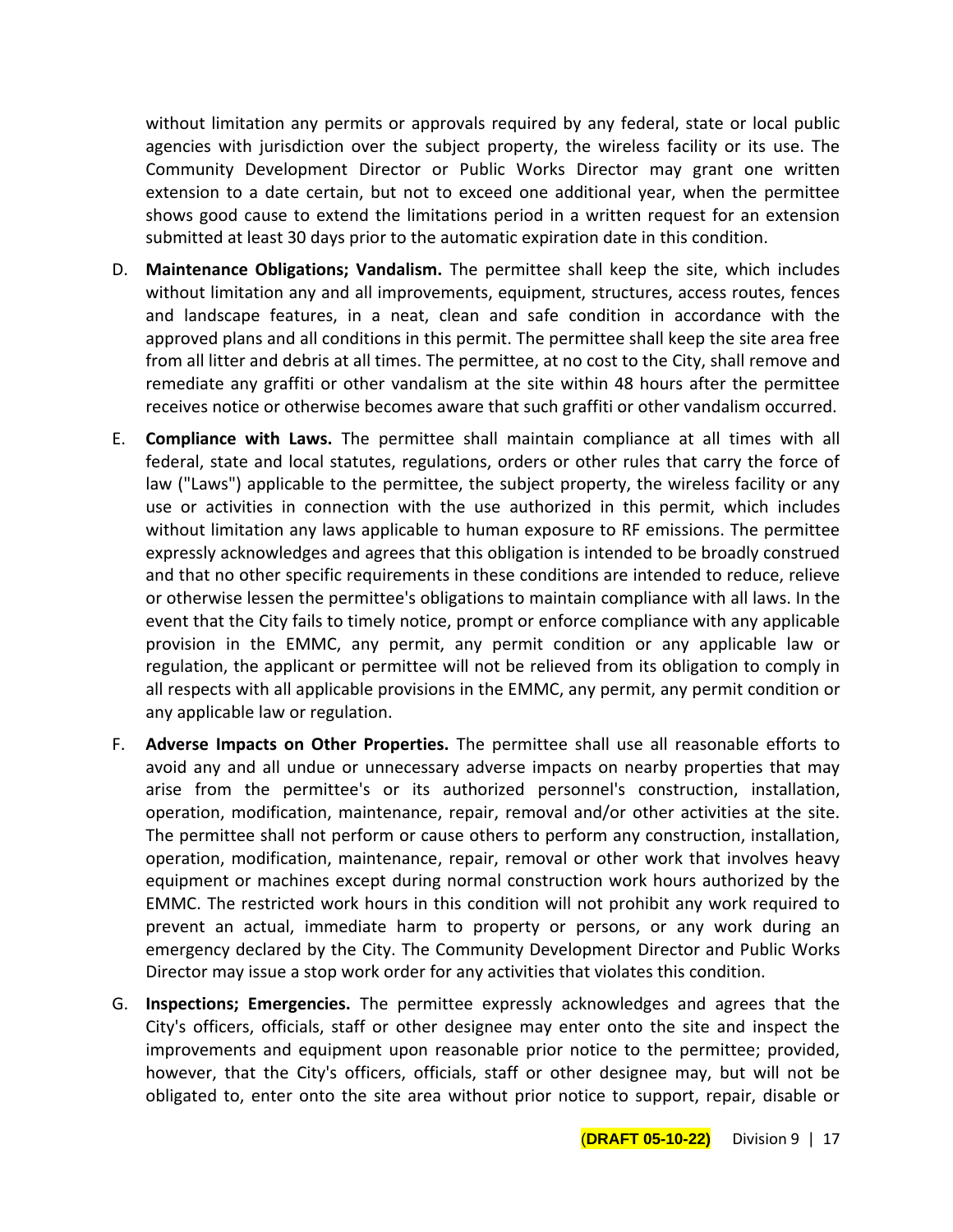without limitation any permits or approvals required by any federal, state or local public agencies with jurisdiction over the subject property, the wireless facility or its use. The Community Development Director or Public Works Director may grant one written extension to a date certain, but not to exceed one additional year, when the permittee shows good cause to extend the limitations period in a written request for an extension submitted at least 30 days prior to the automatic expiration date in this condition.

D. **Maintenance Obligations; Vandalism.** The permittee shall keep the site, which includes without limitation any and all improvements, equipment, structures, access routes, fences and landscape features, in a neat, clean and safe condition in accordance with the approved plans and all conditions in this permit. The permittee shall keep the site area free from all litter and debris at all times. The permittee, at no cost to the City, shall remove and remediate any graffiti or other vandalism at the site within 48 hours after the permittee receives notice or otherwise becomes aware that such graffiti or other vandalism occurred.

E. **Compliance with Laws.** The permittee shall maintain compliance at all times with all federal, state and local statutes, regulations, orders or other rules that carry the force of law ("Laws") applicable to the permittee, the subject property, the wireless facility or any use or activities in connection with the use authorized in this permit, which includes without limitation any laws applicable to human exposure to RF emissions. The permittee expressly acknowledges and agrees that this obligation is intended to be broadly construed and that no other specific requirements in these conditions are intended to reduce, relieve or otherwise lessen the permittee's obligations to maintain compliance with all laws. In the event that the City fails to timely notice, prompt or enforce compliance with any applicable provision in the EMMC, any permit, any permit condition or any applicable law or regulation, the applicant or permittee will not be relieved from its obligation to comply in all respects with all applicable provisions in the EMMC, any permit, any permit condition or any applicable law or regulation.

F. **Adverse Impacts on Other Properties.** The permittee shall use all reasonable efforts to avoid any and all undue or unnecessary adverse impacts on nearby properties that may arise from the permittee's or its authorized personnel's construction, installation, operation, modification, maintenance, repair, removal and/or other activities at the site. The permittee shall not perform or cause others to perform any construction, installation, operation, modification, maintenance, repair, removal or other work that involves heavy equipment or machines except during normal construction work hours authorized by the EMMC. The restricted work hours in this condition will not prohibit any work required to prevent an actual, immediate harm to property or persons, or any work during an emergency declared by the City. The Community Development Director and Public Works Director may issue a stop work order for any activities that violates this condition.

G. **Inspections; Emergencies.** The permittee expressly acknowledges and agrees that the City's officers, officials, staff or other designee may enter onto the site and inspect the improvements and equipment upon reasonable prior notice to the permittee; provided, however, that the City's officers, officials, staff or other designee may, but will not be obligated to, enter onto the site area without prior notice to support, repair, disable or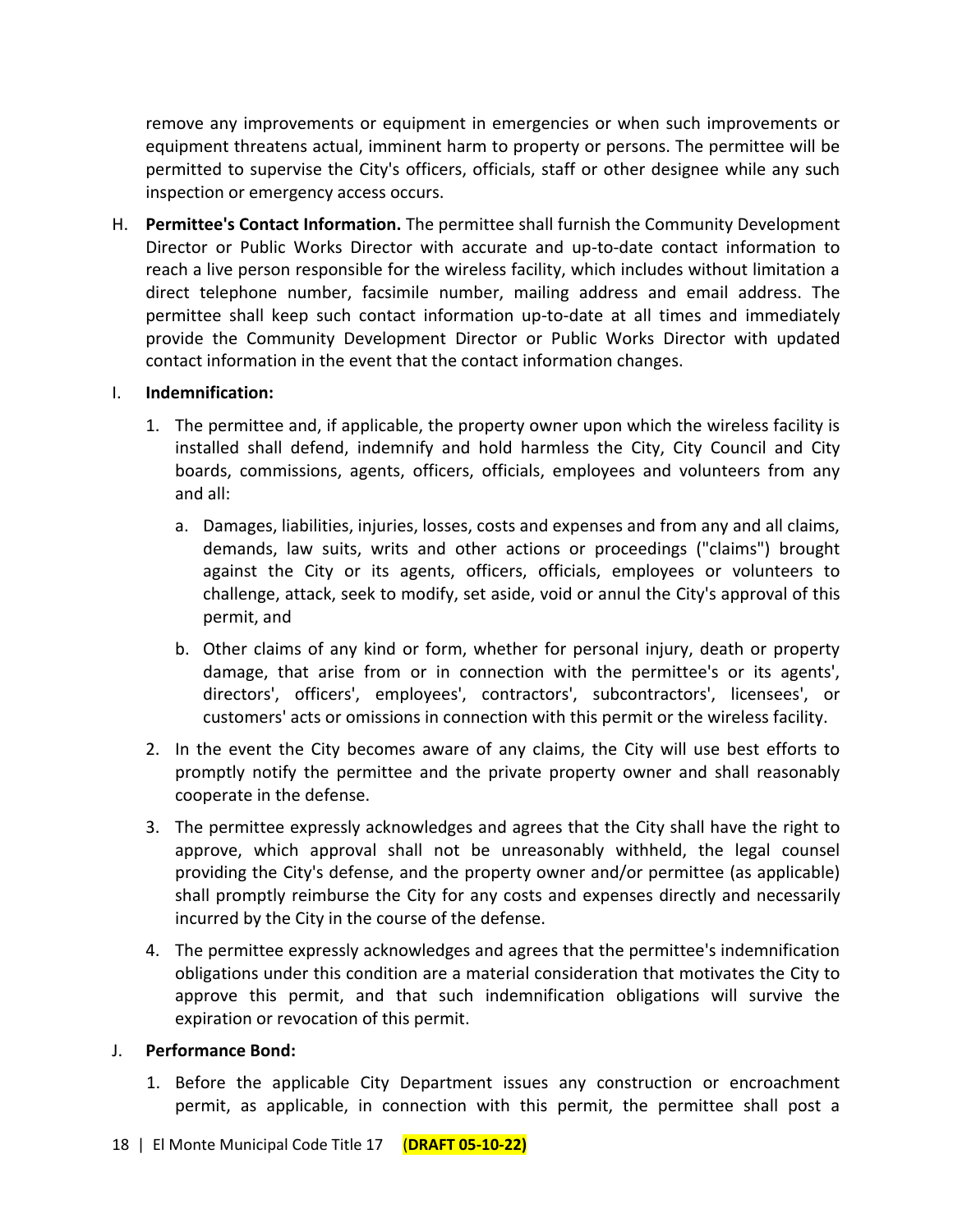remove any improvements or equipment in emergencies or when such improvements or equipment threatens actual, imminent harm to property or persons. The permittee will be permitted to supervise the City's officers, officials, staff or other designee while any such inspection or emergency access occurs.

H. **Permittee's Contact Information.** The permittee shall furnish the Community Development Director or Public Works Director with accurate and up-to-date contact information to reach a live person responsible for the wireless facility, which includes without limitation a direct telephone number, facsimile number, mailing address and email address. The permittee shall keep such contact information up-to-date at all times and immediately provide the Community Development Director or Public Works Director with updated contact information in the event that the contact information changes.

I. **Indemnification:**

   1. The permittee and, if applicable, the property owner upon which the wireless facility is installed shall defend, indemnify and hold harmless the City, City Council and City boards, commissions, agents, officers, officials, employees and volunteers from any and all:

      a. Damages, liabilities, injuries, losses, costs and expenses and from any and all claims, demands, law suits, writs and other actions or proceedings ("claims") brought against the City or its agents, officers, officials, employees or volunteers to challenge, attack, seek to modify, set aside, void or annul the City's approval of this permit, and

      b. Other claims of any kind or form, whether for personal injury, death or property damage, that arise from or in connection with the permittee's or its agents', directors', officers', employees', contractors', subcontractors', licensees', or customers' acts or omissions in connection with this permit or the wireless facility.

   2. In the event the City becomes aware of any claims, the City will use best efforts to promptly notify the permittee and the private property owner and shall reasonably cooperate in the defense.

   3. The permittee expressly acknowledges and agrees that the City shall have the right to approve, which approval shall not be unreasonably withheld, the legal counsel providing the City's defense, and the property owner and/or permittee (as applicable) shall promptly reimburse the City for any costs and expenses directly and necessarily incurred by the City in the course of the defense.

   4. The permittee expressly acknowledges and agrees that the permittee's indemnification obligations under this condition are a material consideration that motivates the City to approve this permit, and that such indemnification obligations will survive the expiration or revocation of this permit.

J. **Performance Bond:**

   1. Before the applicable City Department issues any construction or encroachment permit, as applicable, in connection with this permit, the permittee shall post a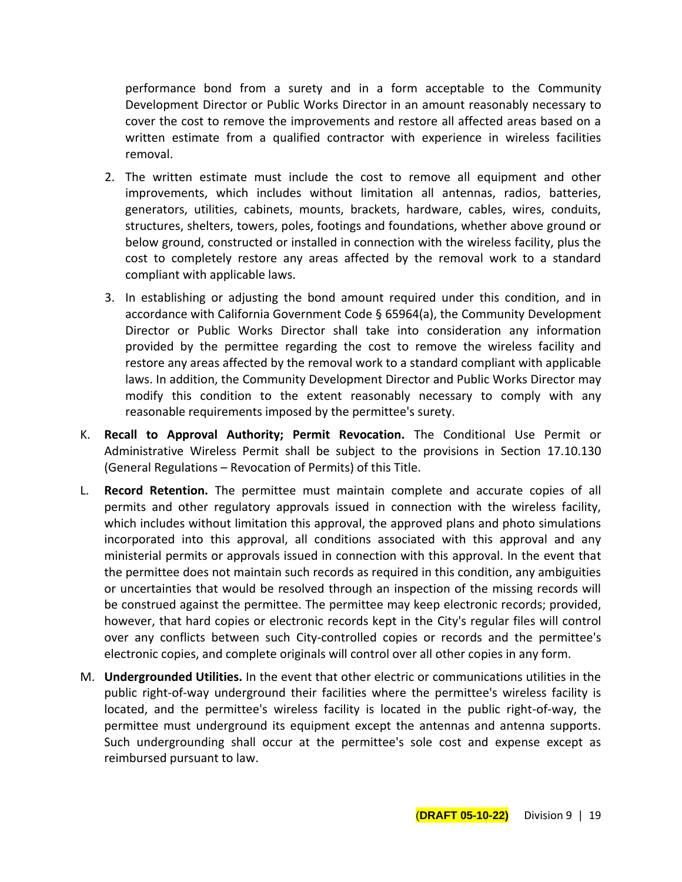performance bond from a surety and in a form acceptable to the Community Development Director or Public Works Director in an amount reasonably necessary to cover the cost to remove the improvements and restore all affected areas based on a written estimate from a qualified contractor with experience in wireless facilities removal.

2. The written estimate must include the cost to remove all equipment and other improvements, which includes without limitation all antennas, radios, batteries, generators, utilities, cabinets, mounts, brackets, hardware, cables, wires, conduits, structures, shelters, towers, poles, footings and foundations, whether above ground or below ground, constructed or installed in connection with the wireless facility, plus the cost to completely restore any areas affected by the removal work to a standard compliant with applicable laws.

3. In establishing or adjusting the bond amount required under this condition, and in accordance with California Government Code § 65964(a), the Community Development Director or Public Works Director shall take into consideration any information provided by the permittee regarding the cost to remove the wireless facility and restore any areas affected by the removal work to a standard compliant with applicable laws. In addition, the Community Development Director and Public Works Director may modify this condition to the extent reasonably necessary to comply with any reasonable requirements imposed by the permittee's surety.

K. **Recall to Approval Authority; Permit Revocation.** The Conditional Use Permit or Administrative Wireless Permit shall be subject to the provisions in Section 17.10.130 (General Regulations – Revocation of Permits) of this Title.

L. **Record Retention.** The permittee must maintain complete and accurate copies of all permits and other regulatory approvals issued in connection with the wireless facility, which includes without limitation this approval, the approved plans and photo simulations incorporated into this approval, all conditions associated with this approval and any ministerial permits or approvals issued in connection with this approval. In the event that the permittee does not maintain such records as required in this condition, any ambiguities or uncertainties that would be resolved through an inspection of the missing records will be construed against the permittee. The permittee may keep electronic records; provided, however, that hard copies or electronic records kept in the City's regular files will control over any conflicts between such City-controlled copies or records and the permittee's electronic copies, and complete originals will control over all other copies in any form.

M. **Undergrounded Utilities.** In the event that other electric or communications utilities in the public right-of-way underground their facilities where the permittee's wireless facility is located, and the permittee's wireless facility is located in the public right-of-way, the permittee must underground its equipment except the antennas and antenna supports. Such undergrounding shall occur at the permittee's sole cost and expense except as reimbursed pursuant to law.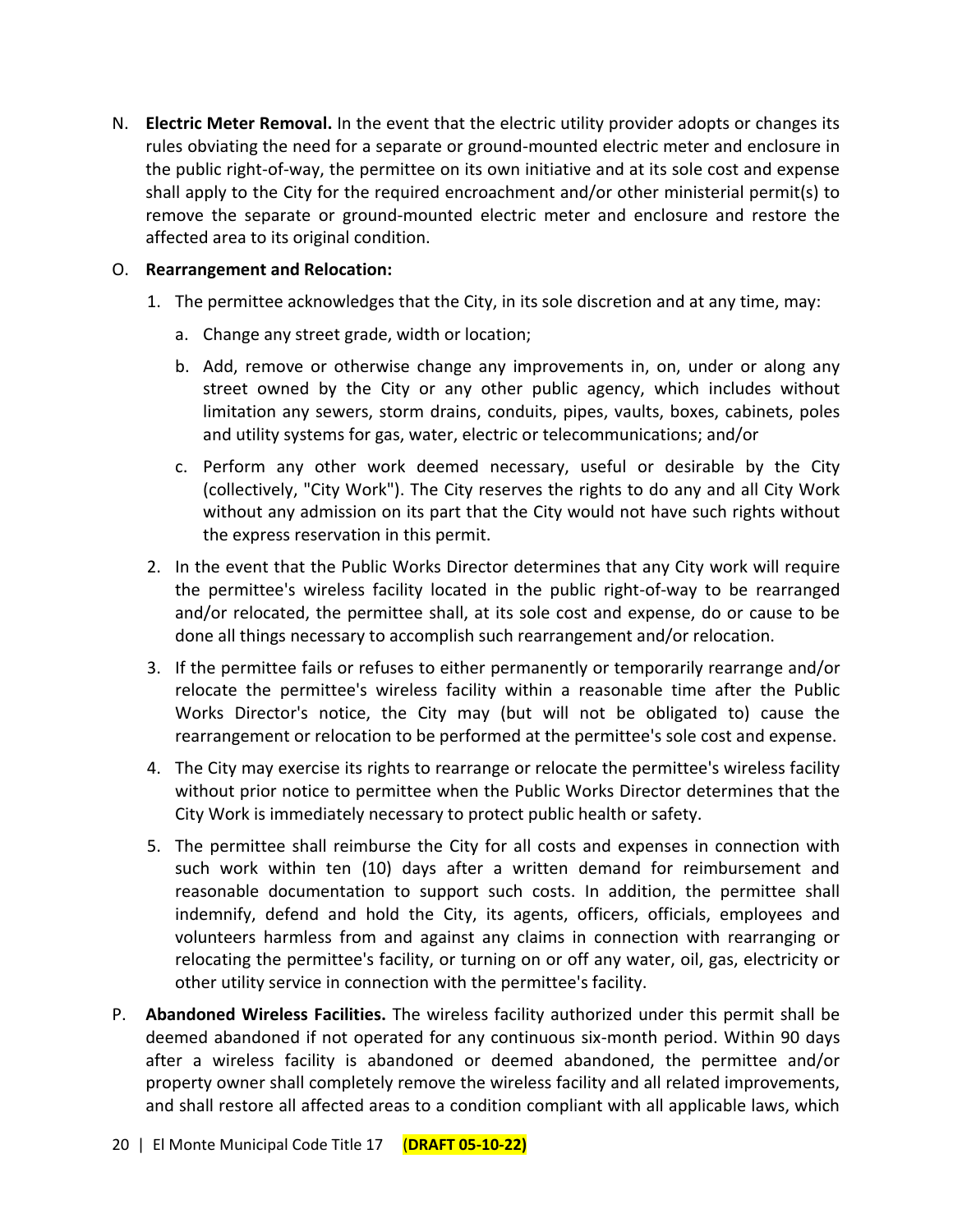N. **Electric Meter Removal.** In the event that the electric utility provider adopts or changes its rules obviating the need for a separate or ground-mounted electric meter and enclosure in the public right-of-way, the permittee on its own initiative and at its sole cost and expense shall apply to the City for the required encroachment and/or other ministerial permit(s) to remove the separate or ground-mounted electric meter and enclosure and restore the affected area to its original condition.

O. **Rearrangement and Relocation:**

1. The permittee acknowledges that the City, in its sole discretion and at any time, may:
   a. Change any street grade, width or location;
   b. Add, remove or otherwise change any improvements in, on, under or along any street owned by the City or any other public agency, which includes without limitation any sewers, storm drains, conduits, pipes, vaults, boxes, cabinets, poles and utility systems for gas, water, electric or telecommunications; and/or
   c. Perform any other work deemed necessary, useful or desirable by the City (collectively, "City Work"). The City reserves the rights to do any and all City Work without any admission on its part that the City would not have such rights without the express reservation in this permit.
2. In the event that the Public Works Director determines that any City work will require the permittee's wireless facility located in the public right-of-way to be rearranged and/or relocated, the permittee shall, at its sole cost and expense, do or cause to be done all things necessary to accomplish such rearrangement and/or relocation.
3. If the permittee fails or refuses to either permanently or temporarily rearrange and/or relocate the permittee's wireless facility within a reasonable time after the Public Works Director's notice, the City may (but will not be obligated to) cause the rearrangement or relocation to be performed at the permittee's sole cost and expense.
4. The City may exercise its rights to rearrange or relocate the permittee's wireless facility without prior notice to permittee when the Public Works Director determines that the City Work is immediately necessary to protect public health or safety.
5. The permittee shall reimburse the City for all costs and expenses in connection with such work within ten (10) days after a written demand for reimbursement and reasonable documentation to support such costs. In addition, the permittee shall indemnify, defend and hold the City, its agents, officers, officials, employees and volunteers harmless from and against any claims in connection with rearranging or relocating the permittee's facility, or turning on or off any water, oil, gas, electricity or other utility service in connection with the permittee's facility.

P. **Abandoned Wireless Facilities.** The wireless facility authorized under this permit shall be deemed abandoned if not operated for any continuous six-month period. Within 90 days after a wireless facility is abandoned or deemed abandoned, the permittee and/or property owner shall completely remove the wireless facility and all related improvements, and shall restore all affected areas to a condition compliant with all applicable laws, which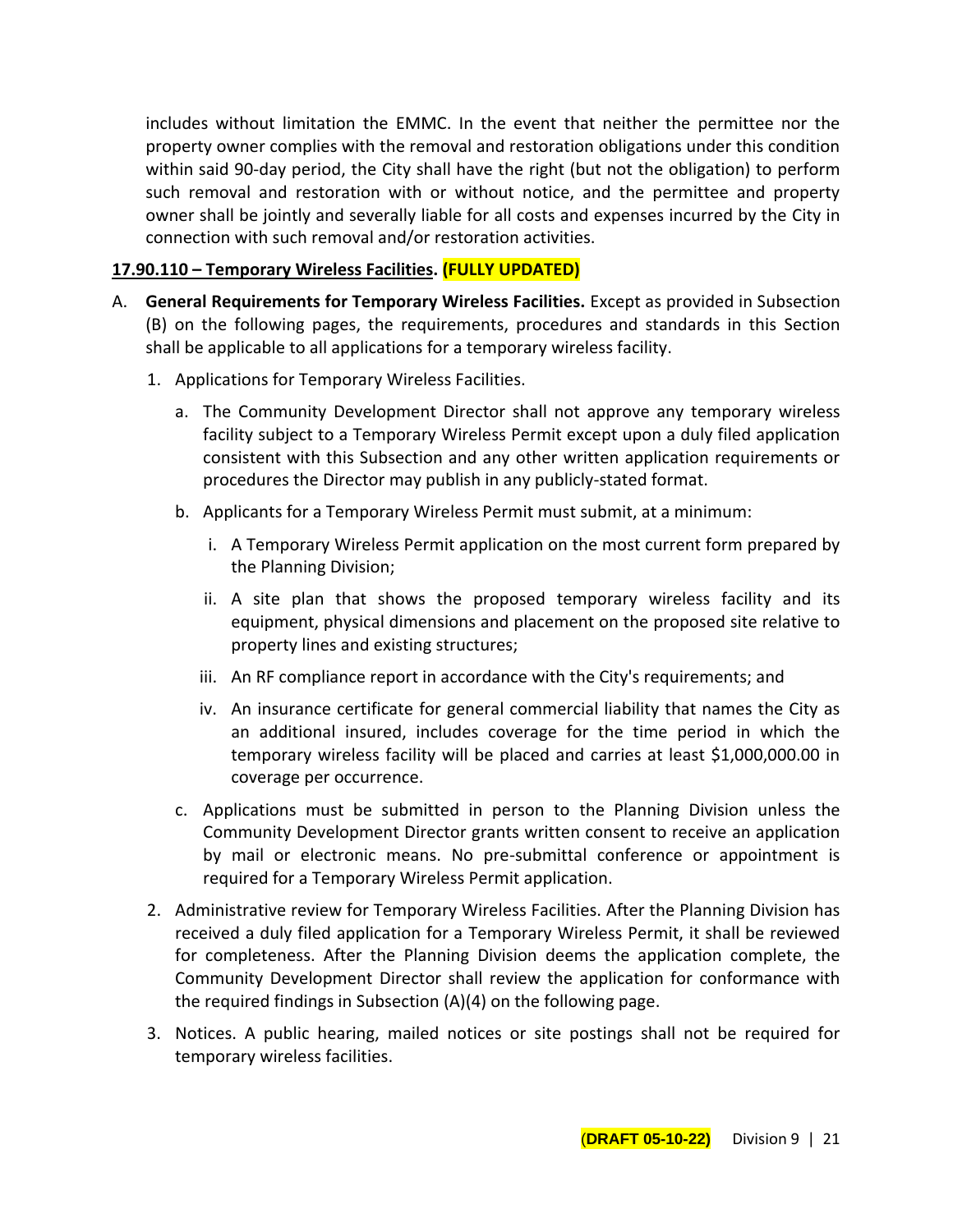includes without limitation the EMMC. In the event that neither the permittee nor the property owner complies with the removal and restoration obligations under this condition within said 90-day period, the City shall have the right (but not the obligation) to perform such removal and restoration with or without notice, and the permittee and property owner shall be jointly and severally liable for all costs and expenses incurred by the City in connection with such removal and/or restoration activities.

**17.90.110 – Temporary Wireless Facilities. (FULLY UPDATED)**

A. **General Requirements for Temporary Wireless Facilities.** Except as provided in Subsection (B) on the following pages, the requirements, procedures and standards in this Section shall be applicable to all applications for a temporary wireless facility.

1. Applications for Temporary Wireless Facilities.

   a. The Community Development Director shall not approve any temporary wireless facility subject to a Temporary Wireless Permit except upon a duly filed application consistent with this Subsection and any other written application requirements or procedures the Director may publish in any publicly-stated format.

   b. Applicants for a Temporary Wireless Permit must submit, at a minimum:

      i. A Temporary Wireless Permit application on the most current form prepared by the Planning Division;

      ii. A site plan that shows the proposed temporary wireless facility and its equipment, physical dimensions and placement on the proposed site relative to property lines and existing structures;

      iii. An RF compliance report in accordance with the City's requirements; and

      iv. An insurance certificate for general commercial liability that names the City as an additional insured, includes coverage for the time period in which the temporary wireless facility will be placed and carries at least $1,000,000.00 in coverage per occurrence.

   c. Applications must be submitted in person to the Planning Division unless the Community Development Director grants written consent to receive an application by mail or electronic means. No pre-submittal conference or appointment is required for a Temporary Wireless Permit application.

2. Administrative review for Temporary Wireless Facilities. After the Planning Division has received a duly filed application for a Temporary Wireless Permit, it shall be reviewed for completeness. After the Planning Division deems the application complete, the Community Development Director shall review the application for conformance with the required findings in Subsection (A)(4) on the following page.

3. Notices. A public hearing, mailed notices or site postings shall not be required for temporary wireless facilities.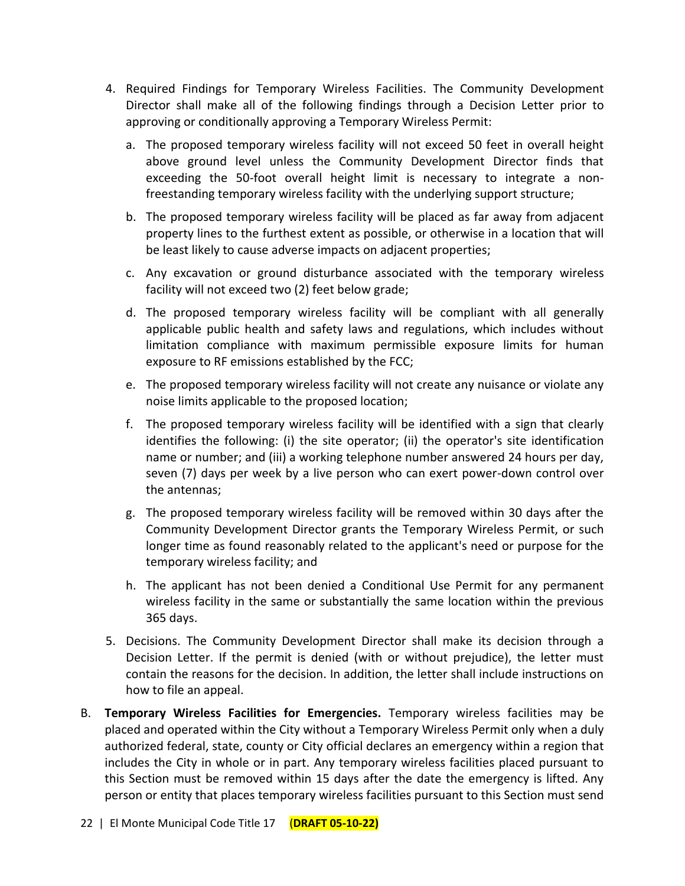4. Required Findings for Temporary Wireless Facilities. The Community Development Director shall make all of the following findings through a Decision Letter prior to approving or conditionally approving a Temporary Wireless Permit:

   a. The proposed temporary wireless facility will not exceed 50 feet in overall height above ground level unless the Community Development Director finds that exceeding the 50-foot overall height limit is necessary to integrate a non-freestanding temporary wireless facility with the underlying support structure;

   b. The proposed temporary wireless facility will be placed as far away from adjacent property lines to the furthest extent as possible, or otherwise in a location that will be least likely to cause adverse impacts on adjacent properties;

   c. Any excavation or ground disturbance associated with the temporary wireless facility will not exceed two (2) feet below grade;

   d. The proposed temporary wireless facility will be compliant with all generally applicable public health and safety laws and regulations, which includes without limitation compliance with maximum permissible exposure limits for human exposure to RF emissions established by the FCC;

   e. The proposed temporary wireless facility will not create any nuisance or violate any noise limits applicable to the proposed location;

   f. The proposed temporary wireless facility will be identified with a sign that clearly identifies the following: (i) the site operator; (ii) the operator's site identification name or number; and (iii) a working telephone number answered 24 hours per day, seven (7) days per week by a live person who can exert power-down control over the antennas;

   g. The proposed temporary wireless facility will be removed within 30 days after the Community Development Director grants the Temporary Wireless Permit, or such longer time as found reasonably related to the applicant's need or purpose for the temporary wireless facility; and

   h. The applicant has not been denied a Conditional Use Permit for any permanent wireless facility in the same or substantially the same location within the previous 365 days.

5. Decisions. The Community Development Director shall make its decision through a Decision Letter. If the permit is denied (with or without prejudice), the letter must contain the reasons for the decision. In addition, the letter shall include instructions on how to file an appeal.

B. **Temporary Wireless Facilities for Emergencies.** Temporary wireless facilities may be placed and operated within the City without a Temporary Wireless Permit only when a duly authorized federal, state, county or City official declares an emergency within a region that includes the City in whole or in part. Any temporary wireless facilities placed pursuant to this Section must be removed within 15 days after the date the emergency is lifted. Any person or entity that places temporary wireless facilities pursuant to this Section must send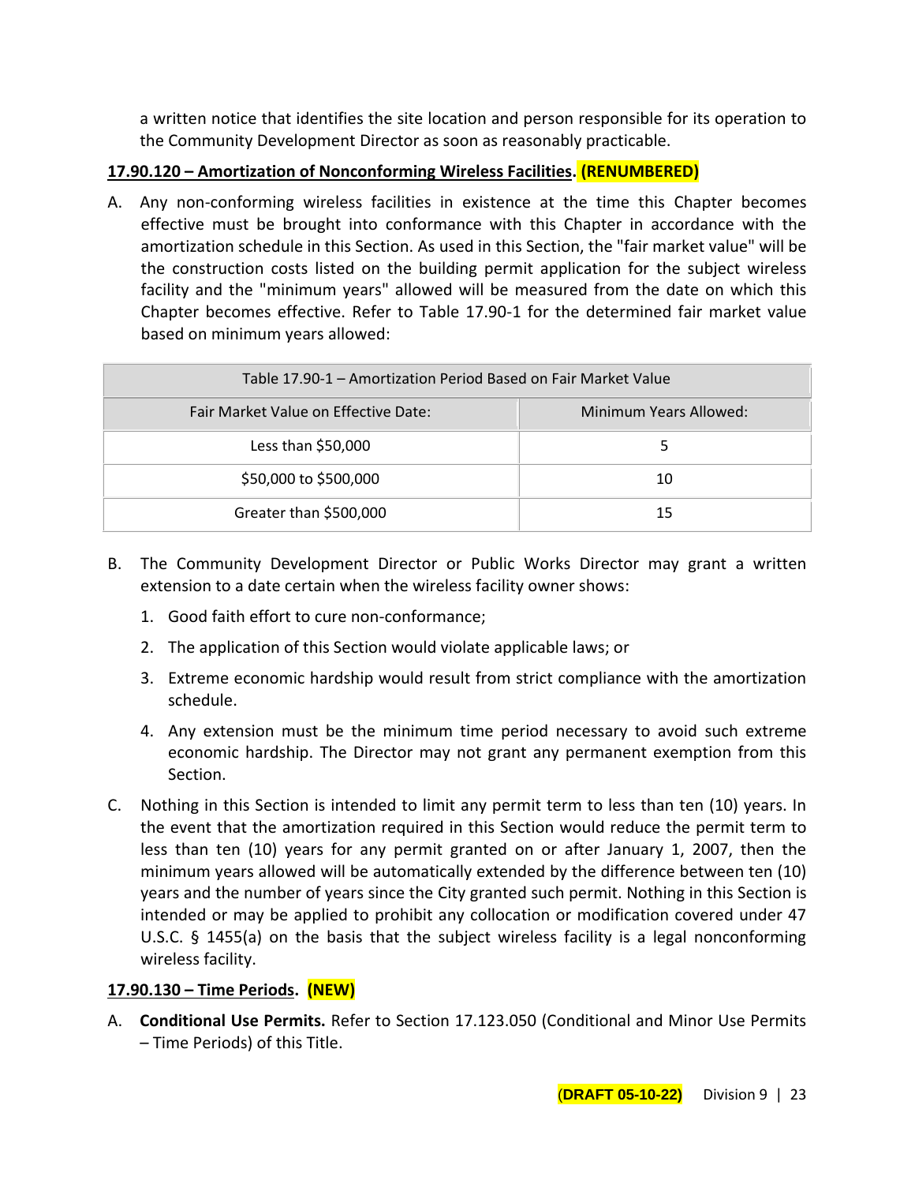a written notice that identifies the site location and person responsible for its operation to the Community Development Director as soon as reasonably practicable.

**17.90.120 – Amortization of Nonconforming Wireless Facilities. (RENUMBERED)**

A. Any non-conforming wireless facilities in existence at the time this Chapter becomes effective must be brought into conformance with this Chapter in accordance with the amortization schedule in this Section. As used in this Section, the "fair market value" will be the construction costs listed on the building permit application for the subject wireless facility and the "minimum years" allowed will be measured from the date on which this Chapter becomes effective. Refer to Table 17.90-1 for the determined fair market value based on minimum years allowed:

| Table 17.90-1 – Amortization Period Based on Fair Market Value | |
|---|---|
| Fair Market Value on Effective Date: | Minimum Years Allowed: |
| Less than $50,000 | 5 |
| $50,000 to $500,000 | 10 |
| Greater than $500,000 | 15 |

B. The Community Development Director or Public Works Director may grant a written extension to a date certain when the wireless facility owner shows:

1. Good faith effort to cure non-conformance;
2. The application of this Section would violate applicable laws; or
3. Extreme economic hardship would result from strict compliance with the amortization schedule.
4. Any extension must be the minimum time period necessary to avoid such extreme economic hardship. The Director may not grant any permanent exemption from this Section.

C. Nothing in this Section is intended to limit any permit term to less than ten (10) years. In the event that the amortization required in this Section would reduce the permit term to less than ten (10) years for any permit granted on or after January 1, 2007, then the minimum years allowed will be automatically extended by the difference between ten (10) years and the number of years since the City granted such permit. Nothing in this Section is intended or may be applied to prohibit any collocation or modification covered under 47 U.S.C. § 1455(a) on the basis that the subject wireless facility is a legal nonconforming wireless facility.

**17.90.130 – Time Periods. (NEW)**

A. **Conditional Use Permits.** Refer to Section 17.123.050 (Conditional and Minor Use Permits – Time Periods) of this Title.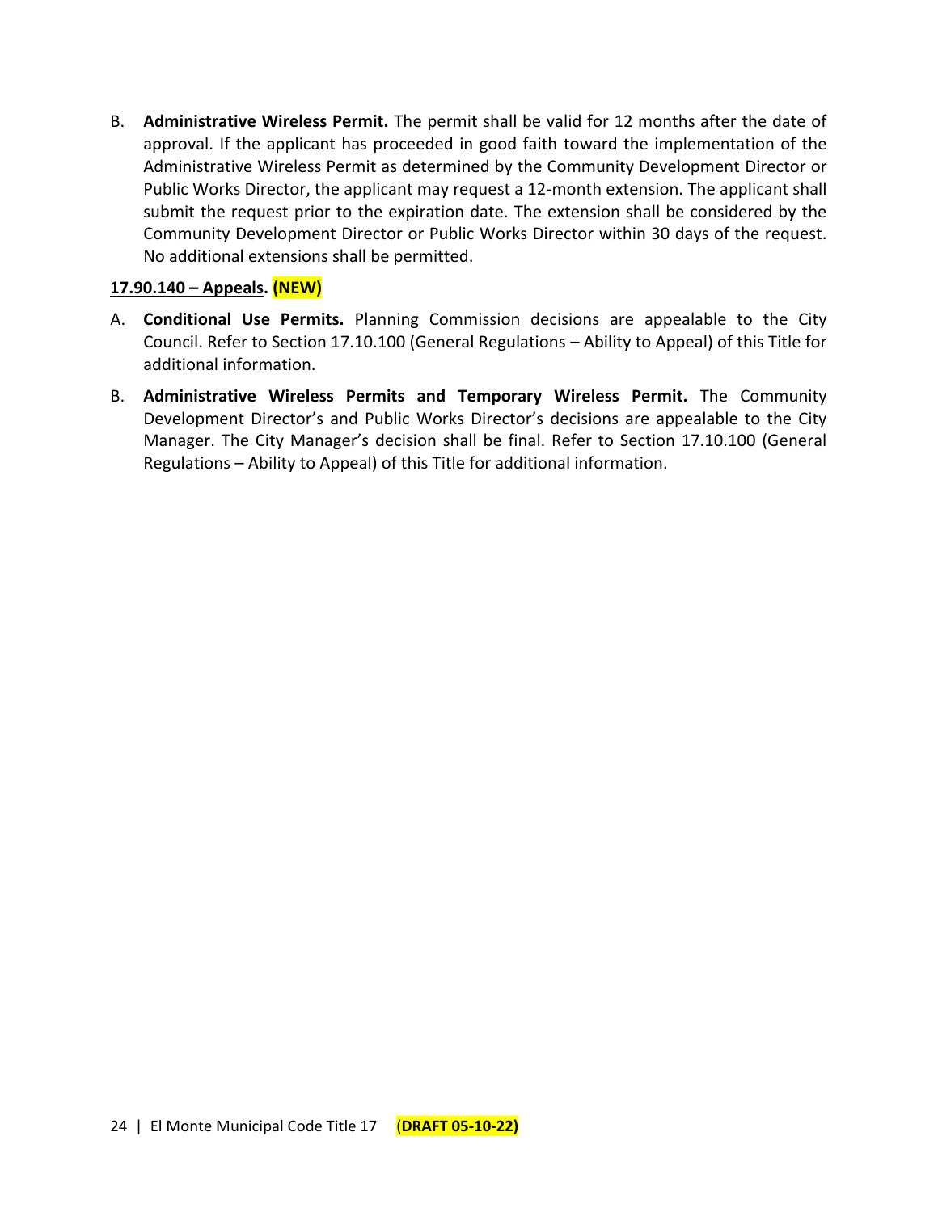B. **Administrative Wireless Permit.** The permit shall be valid for 12 months after the date of approval. If the applicant has proceeded in good faith toward the implementation of the Administrative Wireless Permit as determined by the Community Development Director or Public Works Director, the applicant may request a 12-month extension. The applicant shall submit the request prior to the expiration date. The extension shall be considered by the Community Development Director or Public Works Director within 30 days of the request. No additional extensions shall be permitted.

**17.90.140 – Appeals. (NEW)**

A. **Conditional Use Permits.** Planning Commission decisions are appealable to the City Council. Refer to Section 17.10.100 (General Regulations – Ability to Appeal) of this Title for additional information.

B. **Administrative Wireless Permits and Temporary Wireless Permit.** The Community Development Director's and Public Works Director's decisions are appealable to the City Manager. The City Manager's decision shall be final. Refer to Section 17.10.100 (General Regulations – Ability to Appeal) of this Title for additional information.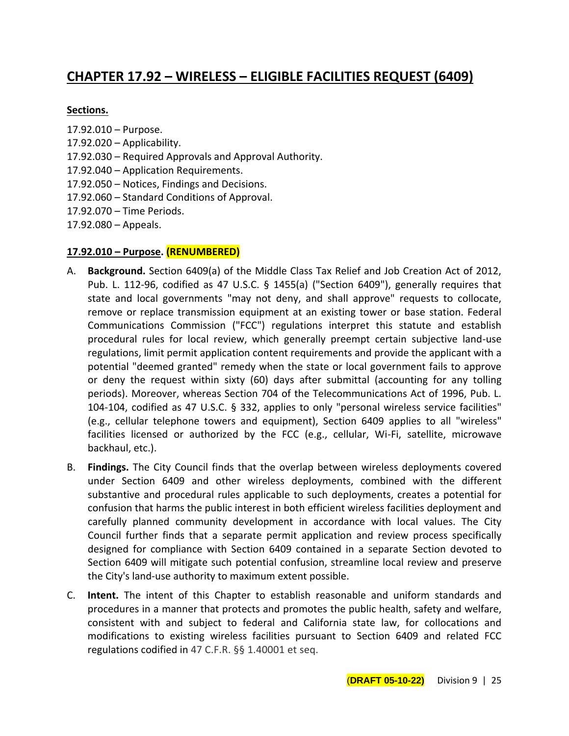# CHAPTER 17.92 – WIRELESS – ELIGIBLE FACILITIES REQUEST (6409)

**Sections.**

17.92.010 – Purpose.
17.92.020 – Applicability.
17.92.030 – Required Approvals and Approval Authority.
17.92.040 – Application Requirements.
17.92.050 – Notices, Findings and Decisions.
17.92.060 – Standard Conditions of Approval.
17.92.070 – Time Periods.
17.92.080 – Appeals.

## 17.92.010 – Purpose. (RENUMBERED)

A. **Background.** Section 6409(a) of the Middle Class Tax Relief and Job Creation Act of 2012, Pub. L. 112-96, codified as 47 U.S.C. § 1455(a) ("Section 6409"), generally requires that state and local governments "may not deny, and shall approve" requests to collocate, remove or replace transmission equipment at an existing tower or base station. Federal Communications Commission ("FCC") regulations interpret this statute and establish procedural rules for local review, which generally preempt certain subjective land-use regulations, limit permit application content requirements and provide the applicant with a potential "deemed granted" remedy when the state or local government fails to approve or deny the request within sixty (60) days after submittal (accounting for any tolling periods). Moreover, whereas Section 704 of the Telecommunications Act of 1996, Pub. L. 104-104, codified as 47 U.S.C. § 332, applies to only "personal wireless service facilities" (e.g., cellular telephone towers and equipment), Section 6409 applies to all "wireless" facilities licensed or authorized by the FCC (e.g., cellular, Wi-Fi, satellite, microwave backhaul, etc.).

B. **Findings.** The City Council finds that the overlap between wireless deployments covered under Section 6409 and other wireless deployments, combined with the different substantive and procedural rules applicable to such deployments, creates a potential for confusion that harms the public interest in both efficient wireless facilities deployment and carefully planned community development in accordance with local values. The City Council further finds that a separate permit application and review process specifically designed for compliance with Section 6409 contained in a separate Section devoted to Section 6409 will mitigate such potential confusion, streamline local review and preserve the City's land-use authority to maximum extent possible.

C. **Intent.** The intent of this Chapter to establish reasonable and uniform standards and procedures in a manner that protects and promotes the public health, safety and welfare, consistent with and subject to federal and California state law, for collocations and modifications to existing wireless facilities pursuant to Section 6409 and related FCC regulations codified in 47 C.F.R. §§ 1.40001 et seq.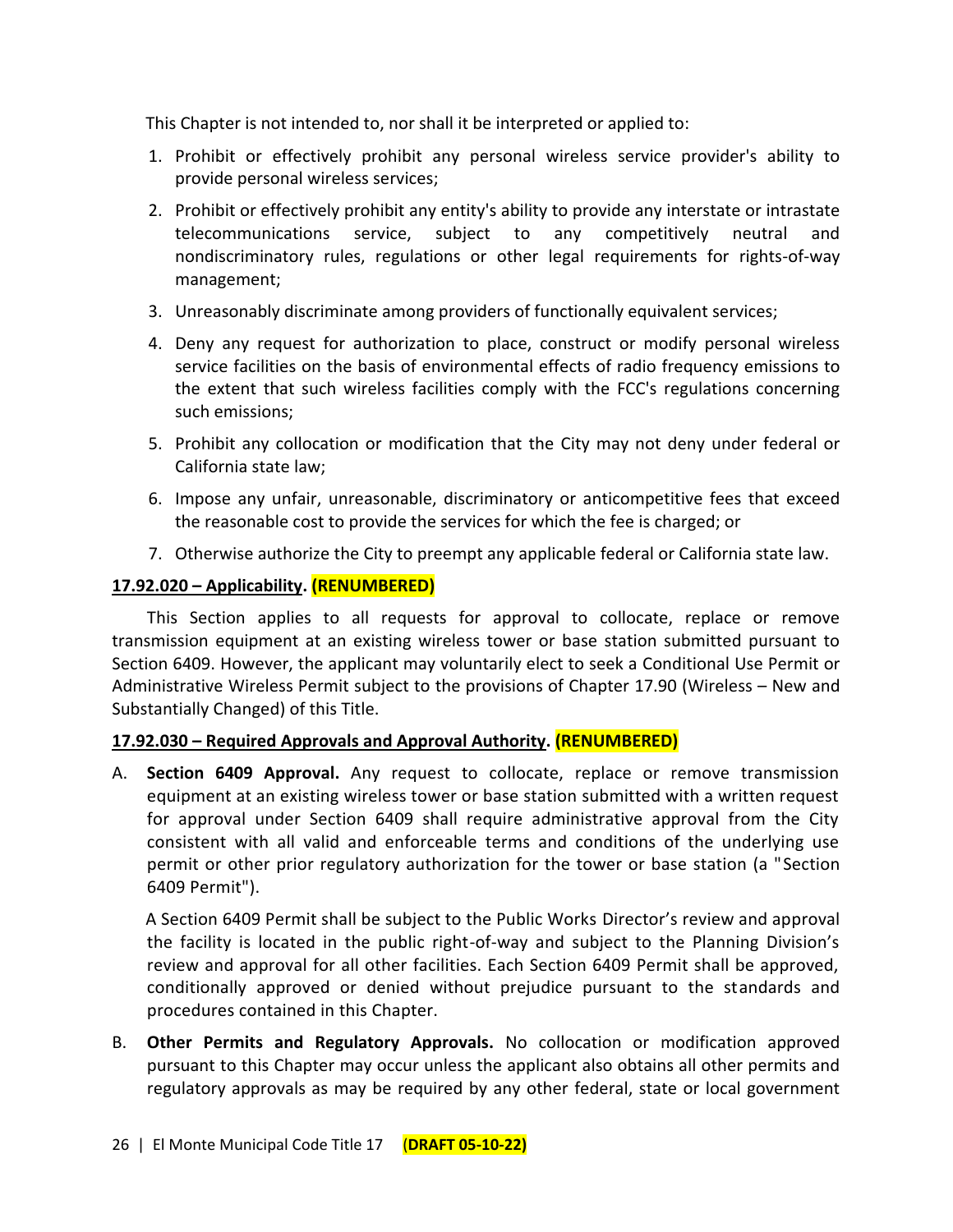This Chapter is not intended to, nor shall it be interpreted or applied to:

1. Prohibit or effectively prohibit any personal wireless service provider's ability to provide personal wireless services;
2. Prohibit or effectively prohibit any entity's ability to provide any interstate or intrastate telecommunications service, subject to any competitively neutral and nondiscriminatory rules, regulations or other legal requirements for rights-of-way management;
3. Unreasonably discriminate among providers of functionally equivalent services;
4. Deny any request for authorization to place, construct or modify personal wireless service facilities on the basis of environmental effects of radio frequency emissions to the extent that such wireless facilities comply with the FCC's regulations concerning such emissions;
5. Prohibit any collocation or modification that the City may not deny under federal or California state law;
6. Impose any unfair, unreasonable, discriminatory or anticompetitive fees that exceed the reasonable cost to provide the services for which the fee is charged; or
7. Otherwise authorize the City to preempt any applicable federal or California state law.

**17.92.020 – Applicability. (RENUMBERED)**

This Section applies to all requests for approval to collocate, replace or remove transmission equipment at an existing wireless tower or base station submitted pursuant to Section 6409. However, the applicant may voluntarily elect to seek a Conditional Use Permit or Administrative Wireless Permit subject to the provisions of Chapter 17.90 (Wireless – New and Substantially Changed) of this Title.

**17.92.030 – Required Approvals and Approval Authority. (RENUMBERED)**

A. **Section 6409 Approval.** Any request to collocate, replace or remove transmission equipment at an existing wireless tower or base station submitted with a written request for approval under Section 6409 shall require administrative approval from the City consistent with all valid and enforceable terms and conditions of the underlying use permit or other prior regulatory authorization for the tower or base station (a "Section 6409 Permit").

   A Section 6409 Permit shall be subject to the Public Works Director's review and approval the facility is located in the public right-of-way and subject to the Planning Division's review and approval for all other facilities. Each Section 6409 Permit shall be approved, conditionally approved or denied without prejudice pursuant to the standards and procedures contained in this Chapter.

B. **Other Permits and Regulatory Approvals.** No collocation or modification approved pursuant to this Chapter may occur unless the applicant also obtains all other permits and regulatory approvals as may be required by any other federal, state or local government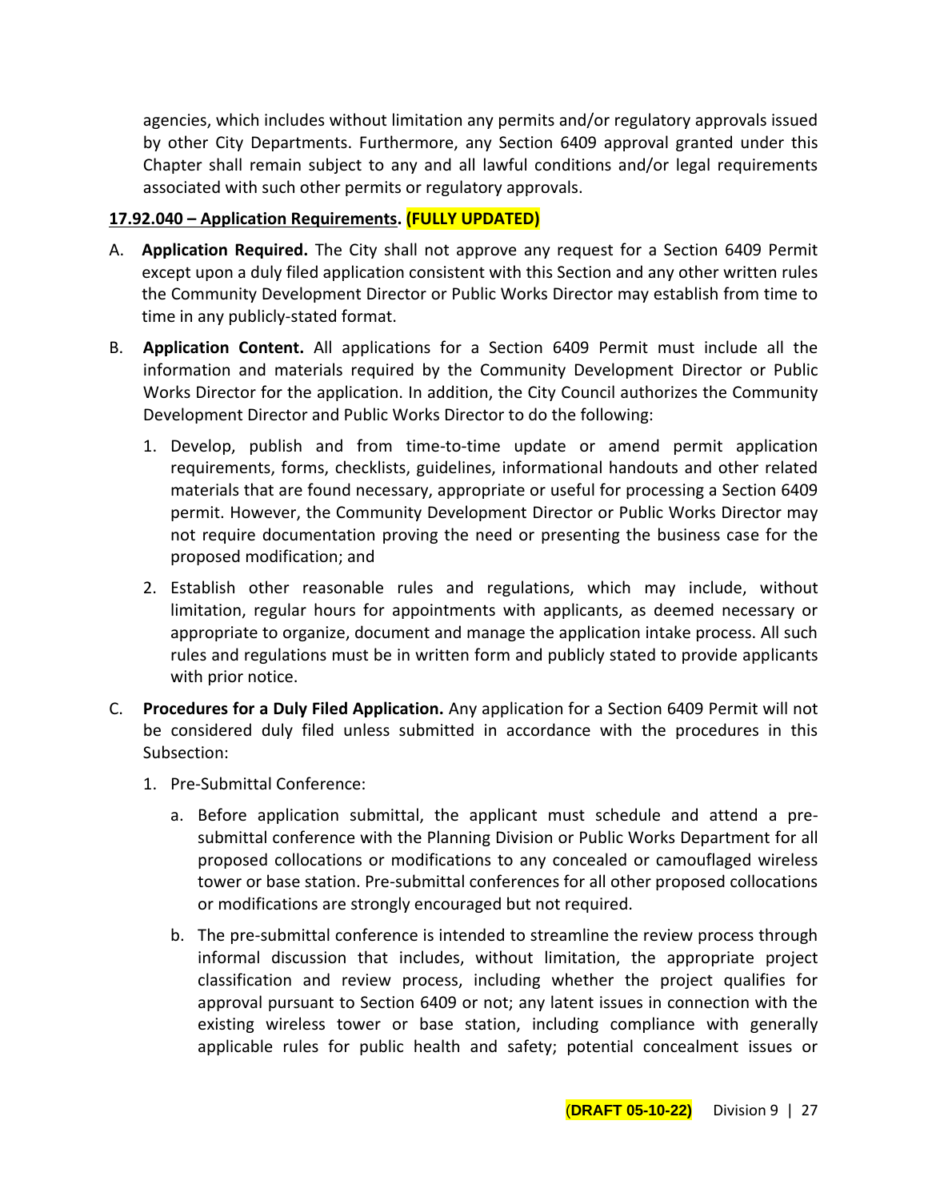agencies, which includes without limitation any permits and/or regulatory approvals issued by other City Departments. Furthermore, any Section 6409 approval granted under this Chapter shall remain subject to any and all lawful conditions and/or legal requirements associated with such other permits or regulatory approvals.

**17.92.040 – Application Requirements. (FULLY UPDATED)**

A. **Application Required.** The City shall not approve any request for a Section 6409 Permit except upon a duly filed application consistent with this Section and any other written rules the Community Development Director or Public Works Director may establish from time to time in any publicly-stated format.

B. **Application Content.** All applications for a Section 6409 Permit must include all the information and materials required by the Community Development Director or Public Works Director for the application. In addition, the City Council authorizes the Community Development Director and Public Works Director to do the following:

   1. Develop, publish and from time-to-time update or amend permit application requirements, forms, checklists, guidelines, informational handouts and other related materials that are found necessary, appropriate or useful for processing a Section 6409 permit. However, the Community Development Director or Public Works Director may not require documentation proving the need or presenting the business case for the proposed modification; and

   2. Establish other reasonable rules and regulations, which may include, without limitation, regular hours for appointments with applicants, as deemed necessary or appropriate to organize, document and manage the application intake process. All such rules and regulations must be in written form and publicly stated to provide applicants with prior notice.

C. **Procedures for a Duly Filed Application.** Any application for a Section 6409 Permit will not be considered duly filed unless submitted in accordance with the procedures in this Subsection:

   1. Pre-Submittal Conference:

      a. Before application submittal, the applicant must schedule and attend a pre-submittal conference with the Planning Division or Public Works Department for all proposed collocations or modifications to any concealed or camouflaged wireless tower or base station. Pre-submittal conferences for all other proposed collocations or modifications are strongly encouraged but not required.

      b. The pre-submittal conference is intended to streamline the review process through informal discussion that includes, without limitation, the appropriate project classification and review process, including whether the project qualifies for approval pursuant to Section 6409 or not; any latent issues in connection with the existing wireless tower or base station, including compliance with generally applicable rules for public health and safety; potential concealment issues or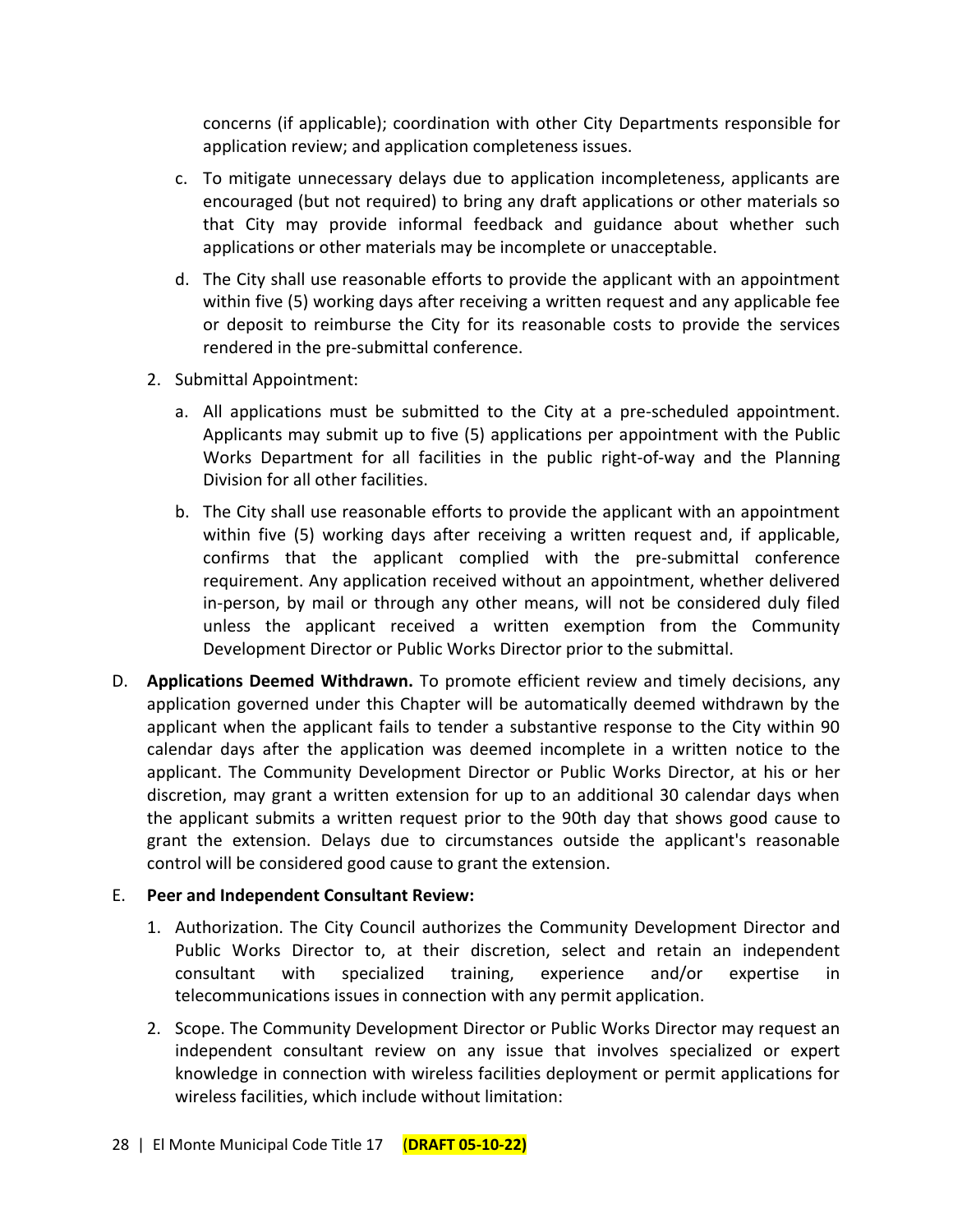concerns (if applicable); coordination with other City Departments responsible for application review; and application completeness issues.

c. To mitigate unnecessary delays due to application incompleteness, applicants are encouraged (but not required) to bring any draft applications or other materials so that City may provide informal feedback and guidance about whether such applications or other materials may be incomplete or unacceptable.

d. The City shall use reasonable efforts to provide the applicant with an appointment within five (5) working days after receiving a written request and any applicable fee or deposit to reimburse the City for its reasonable costs to provide the services rendered in the pre-submittal conference.

2. Submittal Appointment:

a. All applications must be submitted to the City at a pre-scheduled appointment. Applicants may submit up to five (5) applications per appointment with the Public Works Department for all facilities in the public right-of-way and the Planning Division for all other facilities.

b. The City shall use reasonable efforts to provide the applicant with an appointment within five (5) working days after receiving a written request and, if applicable, confirms that the applicant complied with the pre-submittal conference requirement. Any application received without an appointment, whether delivered in-person, by mail or through any other means, will not be considered duly filed unless the applicant received a written exemption from the Community Development Director or Public Works Director prior to the submittal.

D. **Applications Deemed Withdrawn.** To promote efficient review and timely decisions, any application governed under this Chapter will be automatically deemed withdrawn by the applicant when the applicant fails to tender a substantive response to the City within 90 calendar days after the application was deemed incomplete in a written notice to the applicant. The Community Development Director or Public Works Director, at his or her discretion, may grant a written extension for up to an additional 30 calendar days when the applicant submits a written request prior to the 90th day that shows good cause to grant the extension. Delays due to circumstances outside the applicant's reasonable control will be considered good cause to grant the extension.

E. **Peer and Independent Consultant Review:**

1. Authorization. The City Council authorizes the Community Development Director and Public Works Director to, at their discretion, select and retain an independent consultant with specialized training, experience and/or expertise in telecommunications issues in connection with any permit application.

2. Scope. The Community Development Director or Public Works Director may request an independent consultant review on any issue that involves specialized or expert knowledge in connection with wireless facilities deployment or permit applications for wireless facilities, which include without limitation: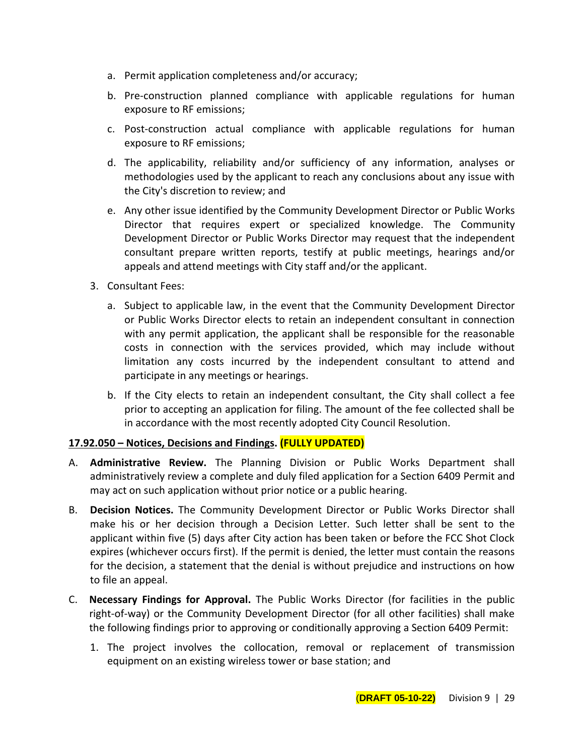a. Permit application completeness and/or accuracy;

b. Pre-construction planned compliance with applicable regulations for human exposure to RF emissions;

c. Post-construction actual compliance with applicable regulations for human exposure to RF emissions;

d. The applicability, reliability and/or sufficiency of any information, analyses or methodologies used by the applicant to reach any conclusions about any issue with the City's discretion to review; and

e. Any other issue identified by the Community Development Director or Public Works Director that requires expert or specialized knowledge. The Community Development Director or Public Works Director may request that the independent consultant prepare written reports, testify at public meetings, hearings and/or appeals and attend meetings with City staff and/or the applicant.

3. Consultant Fees:

a. Subject to applicable law, in the event that the Community Development Director or Public Works Director elects to retain an independent consultant in connection with any permit application, the applicant shall be responsible for the reasonable costs in connection with the services provided, which may include without limitation any costs incurred by the independent consultant to attend and participate in any meetings or hearings.

b. If the City elects to retain an independent consultant, the City shall collect a fee prior to accepting an application for filing. The amount of the fee collected shall be in accordance with the most recently adopted City Council Resolution.

**17.92.050 – Notices, Decisions and Findings. (FULLY UPDATED)**

A. **Administrative Review.** The Planning Division or Public Works Department shall administratively review a complete and duly filed application for a Section 6409 Permit and may act on such application without prior notice or a public hearing.

B. **Decision Notices.** The Community Development Director or Public Works Director shall make his or her decision through a Decision Letter. Such letter shall be sent to the applicant within five (5) days after City action has been taken or before the FCC Shot Clock expires (whichever occurs first). If the permit is denied, the letter must contain the reasons for the decision, a statement that the denial is without prejudice and instructions on how to file an appeal.

C. **Necessary Findings for Approval.** The Public Works Director (for facilities in the public right-of-way) or the Community Development Director (for all other facilities) shall make the following findings prior to approving or conditionally approving a Section 6409 Permit:

1. The project involves the collocation, removal or replacement of transmission equipment on an existing wireless tower or base station; and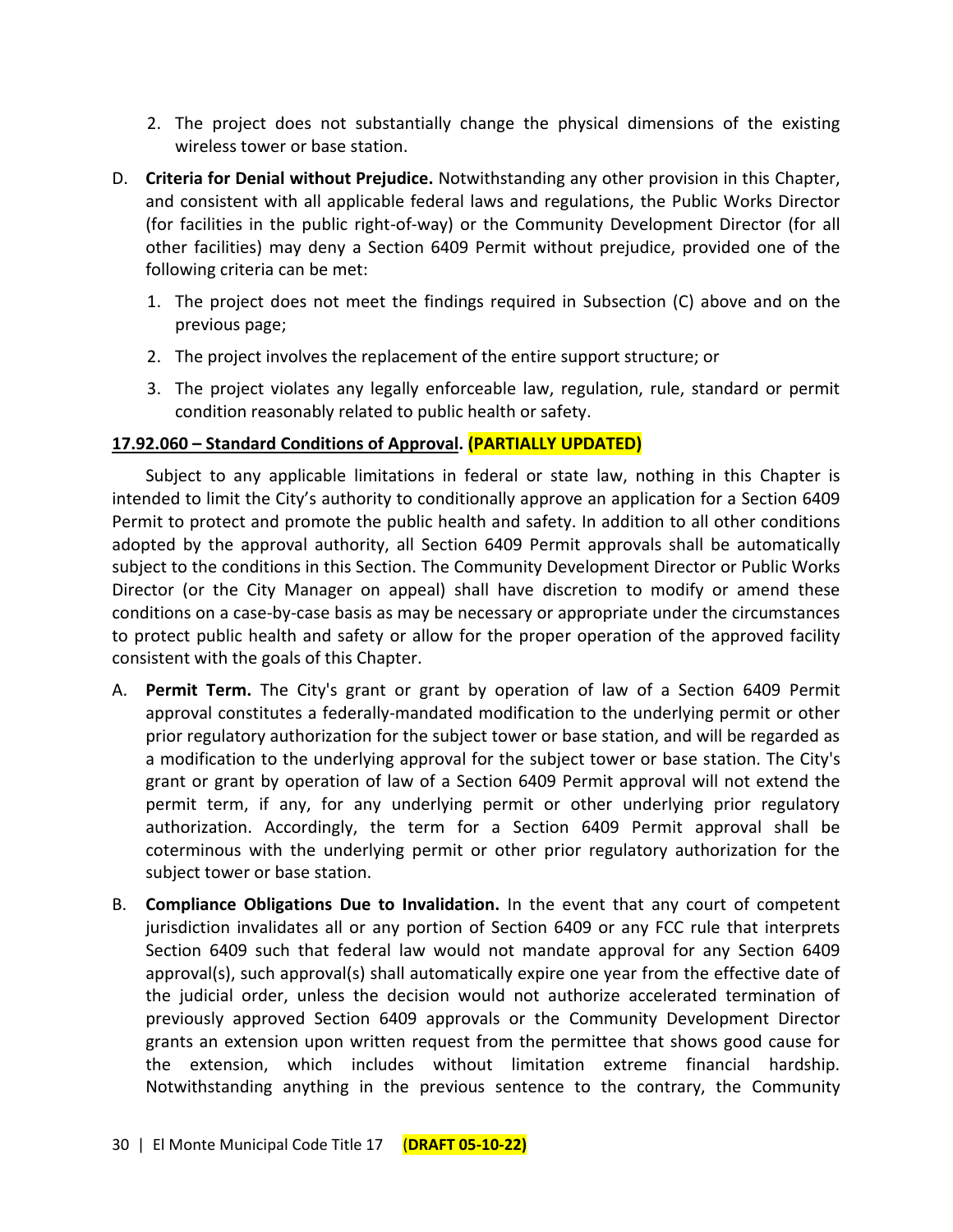2. The project does not substantially change the physical dimensions of the existing wireless tower or base station.

D. **Criteria for Denial without Prejudice.** Notwithstanding any other provision in this Chapter, and consistent with all applicable federal laws and regulations, the Public Works Director (for facilities in the public right-of-way) or the Community Development Director (for all other facilities) may deny a Section 6409 Permit without prejudice, provided one of the following criteria can be met:

   1. The project does not meet the findings required in Subsection (C) above and on the previous page;

   2. The project involves the replacement of the entire support structure; or

   3. The project violates any legally enforceable law, regulation, rule, standard or permit condition reasonably related to public health or safety.

**17.92.060 – Standard Conditions of Approval. (PARTIALLY UPDATED)**

Subject to any applicable limitations in federal or state law, nothing in this Chapter is intended to limit the City's authority to conditionally approve an application for a Section 6409 Permit to protect and promote the public health and safety. In addition to all other conditions adopted by the approval authority, all Section 6409 Permit approvals shall be automatically subject to the conditions in this Section. The Community Development Director or Public Works Director (or the City Manager on appeal) shall have discretion to modify or amend these conditions on a case-by-case basis as may be necessary or appropriate under the circumstances to protect public health and safety or allow for the proper operation of the approved facility consistent with the goals of this Chapter.

A. **Permit Term.** The City's grant or grant by operation of law of a Section 6409 Permit approval constitutes a federally-mandated modification to the underlying permit or other prior regulatory authorization for the subject tower or base station, and will be regarded as a modification to the underlying approval for the subject tower or base station. The City's grant or grant by operation of law of a Section 6409 Permit approval will not extend the permit term, if any, for any underlying permit or other underlying prior regulatory authorization. Accordingly, the term for a Section 6409 Permit approval shall be coterminous with the underlying permit or other prior regulatory authorization for the subject tower or base station.

B. **Compliance Obligations Due to Invalidation.** In the event that any court of competent jurisdiction invalidates all or any portion of Section 6409 or any FCC rule that interprets Section 6409 such that federal law would not mandate approval for any Section 6409 approval(s), such approval(s) shall automatically expire one year from the effective date of the judicial order, unless the decision would not authorize accelerated termination of previously approved Section 6409 approvals or the Community Development Director grants an extension upon written request from the permittee that shows good cause for the extension, which includes without limitation extreme financial hardship. Notwithstanding anything in the previous sentence to the contrary, the Community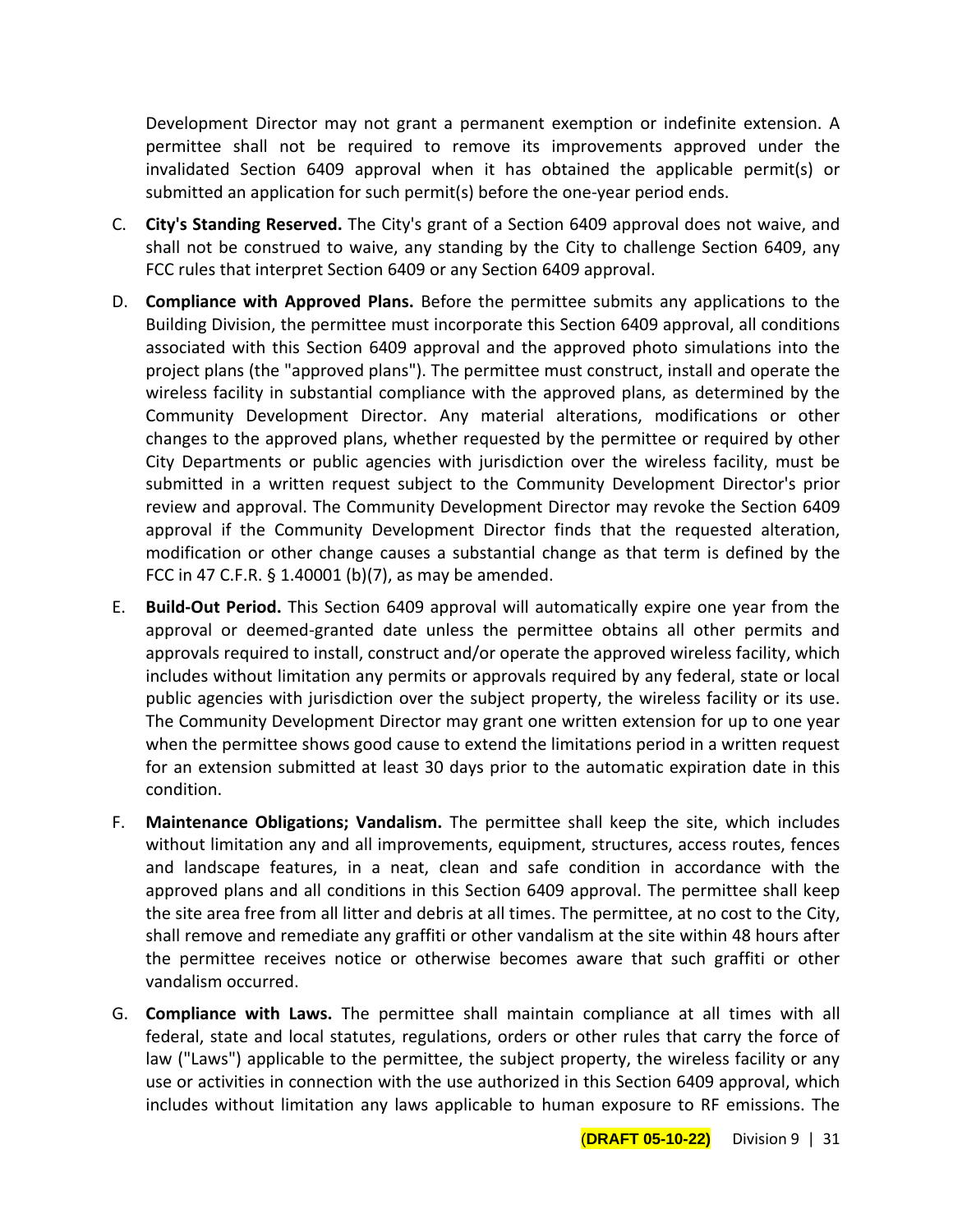Development Director may not grant a permanent exemption or indefinite extension. A permittee shall not be required to remove its improvements approved under the invalidated Section 6409 approval when it has obtained the applicable permit(s) or submitted an application for such permit(s) before the one-year period ends.

C. **City's Standing Reserved.** The City's grant of a Section 6409 approval does not waive, and shall not be construed to waive, any standing by the City to challenge Section 6409, any FCC rules that interpret Section 6409 or any Section 6409 approval.

D. **Compliance with Approved Plans.** Before the permittee submits any applications to the Building Division, the permittee must incorporate this Section 6409 approval, all conditions associated with this Section 6409 approval and the approved photo simulations into the project plans (the "approved plans"). The permittee must construct, install and operate the wireless facility in substantial compliance with the approved plans, as determined by the Community Development Director. Any material alterations, modifications or other changes to the approved plans, whether requested by the permittee or required by other City Departments or public agencies with jurisdiction over the wireless facility, must be submitted in a written request subject to the Community Development Director's prior review and approval. The Community Development Director may revoke the Section 6409 approval if the Community Development Director finds that the requested alteration, modification or other change causes a substantial change as that term is defined by the FCC in 47 C.F.R. § 1.40001 (b)(7), as may be amended.

E. **Build-Out Period.** This Section 6409 approval will automatically expire one year from the approval or deemed-granted date unless the permittee obtains all other permits and approvals required to install, construct and/or operate the approved wireless facility, which includes without limitation any permits or approvals required by any federal, state or local public agencies with jurisdiction over the subject property, the wireless facility or its use. The Community Development Director may grant one written extension for up to one year when the permittee shows good cause to extend the limitations period in a written request for an extension submitted at least 30 days prior to the automatic expiration date in this condition.

F. **Maintenance Obligations; Vandalism.** The permittee shall keep the site, which includes without limitation any and all improvements, equipment, structures, access routes, fences and landscape features, in a neat, clean and safe condition in accordance with the approved plans and all conditions in this Section 6409 approval. The permittee shall keep the site area free from all litter and debris at all times. The permittee, at no cost to the City, shall remove and remediate any graffiti or other vandalism at the site within 48 hours after the permittee receives notice or otherwise becomes aware that such graffiti or other vandalism occurred.

G. **Compliance with Laws.** The permittee shall maintain compliance at all times with all federal, state and local statutes, regulations, orders or other rules that carry the force of law ("Laws") applicable to the permittee, the subject property, the wireless facility or any use or activities in connection with the use authorized in this Section 6409 approval, which includes without limitation any laws applicable to human exposure to RF emissions. The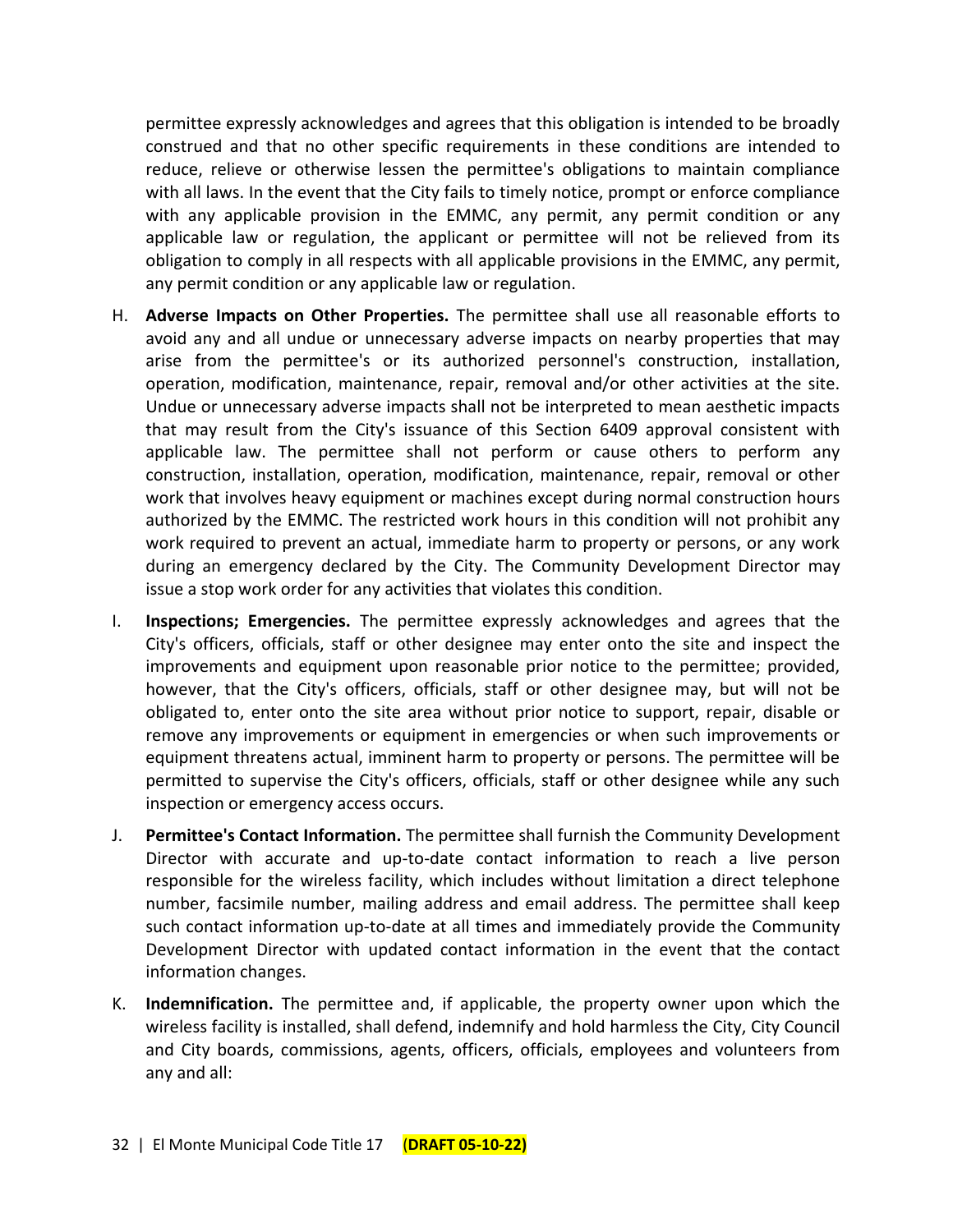permittee expressly acknowledges and agrees that this obligation is intended to be broadly construed and that no other specific requirements in these conditions are intended to reduce, relieve or otherwise lessen the permittee's obligations to maintain compliance with all laws. In the event that the City fails to timely notice, prompt or enforce compliance with any applicable provision in the EMMC, any permit, any permit condition or any applicable law or regulation, the applicant or permittee will not be relieved from its obligation to comply in all respects with all applicable provisions in the EMMC, any permit, any permit condition or any applicable law or regulation.

H. **Adverse Impacts on Other Properties.** The permittee shall use all reasonable efforts to avoid any and all undue or unnecessary adverse impacts on nearby properties that may arise from the permittee's or its authorized personnel's construction, installation, operation, modification, maintenance, repair, removal and/or other activities at the site. Undue or unnecessary adverse impacts shall not be interpreted to mean aesthetic impacts that may result from the City's issuance of this Section 6409 approval consistent with applicable law. The permittee shall not perform or cause others to perform any construction, installation, operation, modification, maintenance, repair, removal or other work that involves heavy equipment or machines except during normal construction hours authorized by the EMMC. The restricted work hours in this condition will not prohibit any work required to prevent an actual, immediate harm to property or persons, or any work during an emergency declared by the City. The Community Development Director may issue a stop work order for any activities that violates this condition.

I. **Inspections; Emergencies.** The permittee expressly acknowledges and agrees that the City's officers, officials, staff or other designee may enter onto the site and inspect the improvements and equipment upon reasonable prior notice to the permittee; provided, however, that the City's officers, officials, staff or other designee may, but will not be obligated to, enter onto the site area without prior notice to support, repair, disable or remove any improvements or equipment in emergencies or when such improvements or equipment threatens actual, imminent harm to property or persons. The permittee will be permitted to supervise the City's officers, officials, staff or other designee while any such inspection or emergency access occurs.

J. **Permittee's Contact Information.** The permittee shall furnish the Community Development Director with accurate and up-to-date contact information to reach a live person responsible for the wireless facility, which includes without limitation a direct telephone number, facsimile number, mailing address and email address. The permittee shall keep such contact information up-to-date at all times and immediately provide the Community Development Director with updated contact information in the event that the contact information changes.

K. **Indemnification.** The permittee and, if applicable, the property owner upon which the wireless facility is installed, shall defend, indemnify and hold harmless the City, City Council and City boards, commissions, agents, officers, officials, employees and volunteers from any and all: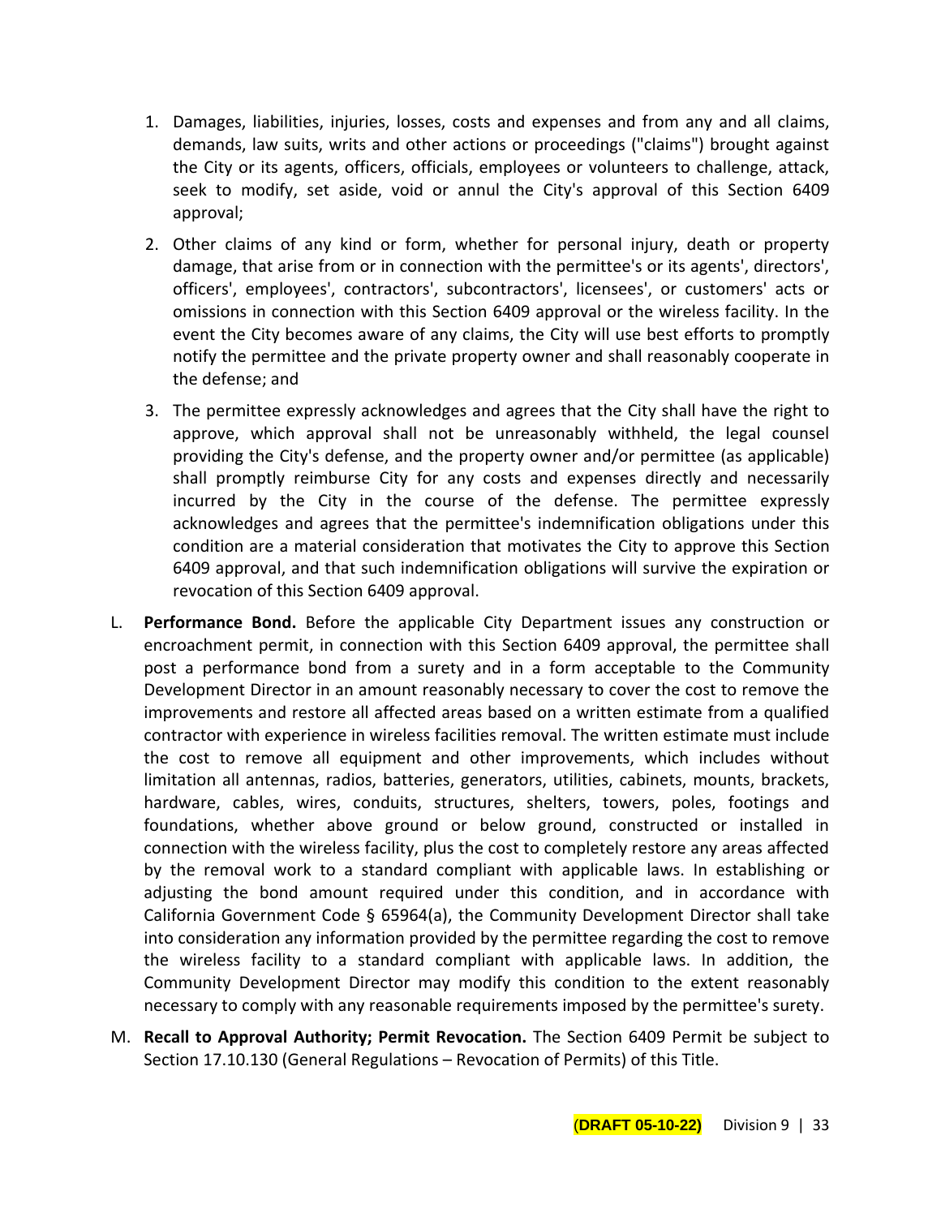1. Damages, liabilities, injuries, losses, costs and expenses and from any and all claims, demands, law suits, writs and other actions or proceedings ("claims") brought against the City or its agents, officers, officials, employees or volunteers to challenge, attack, seek to modify, set aside, void or annul the City's approval of this Section 6409 approval;

2. Other claims of any kind or form, whether for personal injury, death or property damage, that arise from or in connection with the permittee's or its agents', directors', officers', employees', contractors', subcontractors', licensees', or customers' acts or omissions in connection with this Section 6409 approval or the wireless facility. In the event the City becomes aware of any claims, the City will use best efforts to promptly notify the permittee and the private property owner and shall reasonably cooperate in the defense; and

3. The permittee expressly acknowledges and agrees that the City shall have the right to approve, which approval shall not be unreasonably withheld, the legal counsel providing the City's defense, and the property owner and/or permittee (as applicable) shall promptly reimburse City for any costs and expenses directly and necessarily incurred by the City in the course of the defense. The permittee expressly acknowledges and agrees that the permittee's indemnification obligations under this condition are a material consideration that motivates the City to approve this Section 6409 approval, and that such indemnification obligations will survive the expiration or revocation of this Section 6409 approval.

L. **Performance Bond.** Before the applicable City Department issues any construction or encroachment permit, in connection with this Section 6409 approval, the permittee shall post a performance bond from a surety and in a form acceptable to the Community Development Director in an amount reasonably necessary to cover the cost to remove the improvements and restore all affected areas based on a written estimate from a qualified contractor with experience in wireless facilities removal. The written estimate must include the cost to remove all equipment and other improvements, which includes without limitation all antennas, radios, batteries, generators, utilities, cabinets, mounts, brackets, hardware, cables, wires, conduits, structures, shelters, towers, poles, footings and foundations, whether above ground or below ground, constructed or installed in connection with the wireless facility, plus the cost to completely restore any areas affected by the removal work to a standard compliant with applicable laws. In establishing or adjusting the bond amount required under this condition, and in accordance with California Government Code § 65964(a), the Community Development Director shall take into consideration any information provided by the permittee regarding the cost to remove the wireless facility to a standard compliant with applicable laws. In addition, the Community Development Director may modify this condition to the extent reasonably necessary to comply with any reasonable requirements imposed by the permittee's surety.

M. **Recall to Approval Authority; Permit Revocation.** The Section 6409 Permit be subject to Section 17.10.130 (General Regulations – Revocation of Permits) of this Title.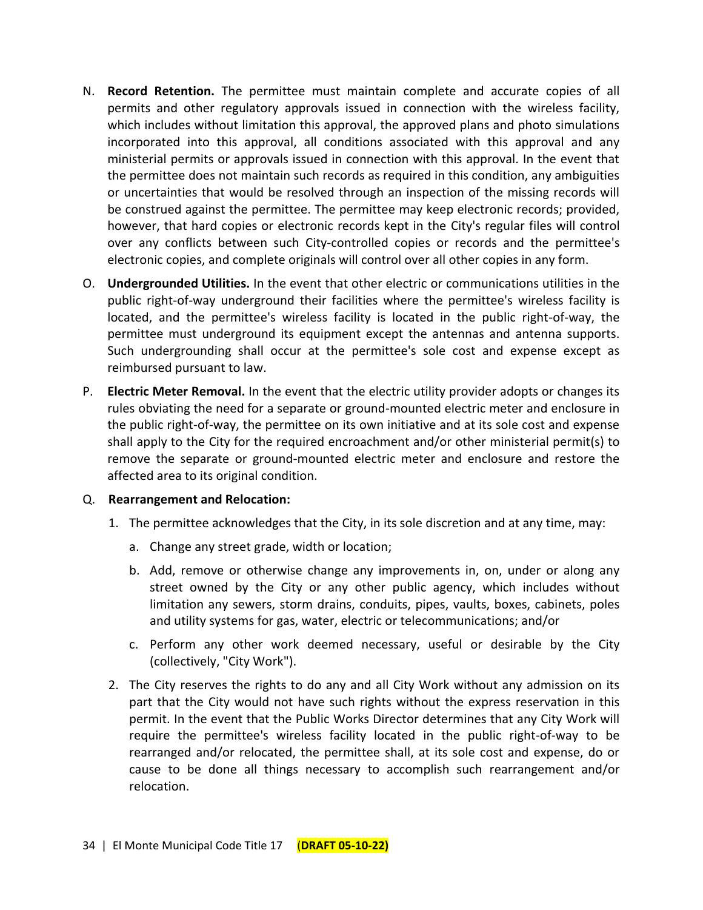N. **Record Retention.** The permittee must maintain complete and accurate copies of all permits and other regulatory approvals issued in connection with the wireless facility, which includes without limitation this approval, the approved plans and photo simulations incorporated into this approval, all conditions associated with this approval and any ministerial permits or approvals issued in connection with this approval. In the event that the permittee does not maintain such records as required in this condition, any ambiguities or uncertainties that would be resolved through an inspection of the missing records will be construed against the permittee. The permittee may keep electronic records; provided, however, that hard copies or electronic records kept in the City's regular files will control over any conflicts between such City-controlled copies or records and the permittee's electronic copies, and complete originals will control over all other copies in any form.

O. **Undergrounded Utilities.** In the event that other electric or communications utilities in the public right-of-way underground their facilities where the permittee's wireless facility is located, and the permittee's wireless facility is located in the public right-of-way, the permittee must underground its equipment except the antennas and antenna supports. Such undergrounding shall occur at the permittee's sole cost and expense except as reimbursed pursuant to law.

P. **Electric Meter Removal.** In the event that the electric utility provider adopts or changes its rules obviating the need for a separate or ground-mounted electric meter and enclosure in the public right-of-way, the permittee on its own initiative and at its sole cost and expense shall apply to the City for the required encroachment and/or other ministerial permit(s) to remove the separate or ground-mounted electric meter and enclosure and restore the affected area to its original condition.

Q. **Rearrangement and Relocation:**

1. The permittee acknowledges that the City, in its sole discretion and at any time, may:

   a. Change any street grade, width or location;

   b. Add, remove or otherwise change any improvements in, on, under or along any street owned by the City or any other public agency, which includes without limitation any sewers, storm drains, conduits, pipes, vaults, boxes, cabinets, poles and utility systems for gas, water, electric or telecommunications; and/or

   c. Perform any other work deemed necessary, useful or desirable by the City (collectively, "City Work").

2. The City reserves the rights to do any and all City Work without any admission on its part that the City would not have such rights without the express reservation in this permit. In the event that the Public Works Director determines that any City Work will require the permittee's wireless facility located in the public right-of-way to be rearranged and/or relocated, the permittee shall, at its sole cost and expense, do or cause to be done all things necessary to accomplish such rearrangement and/or relocation.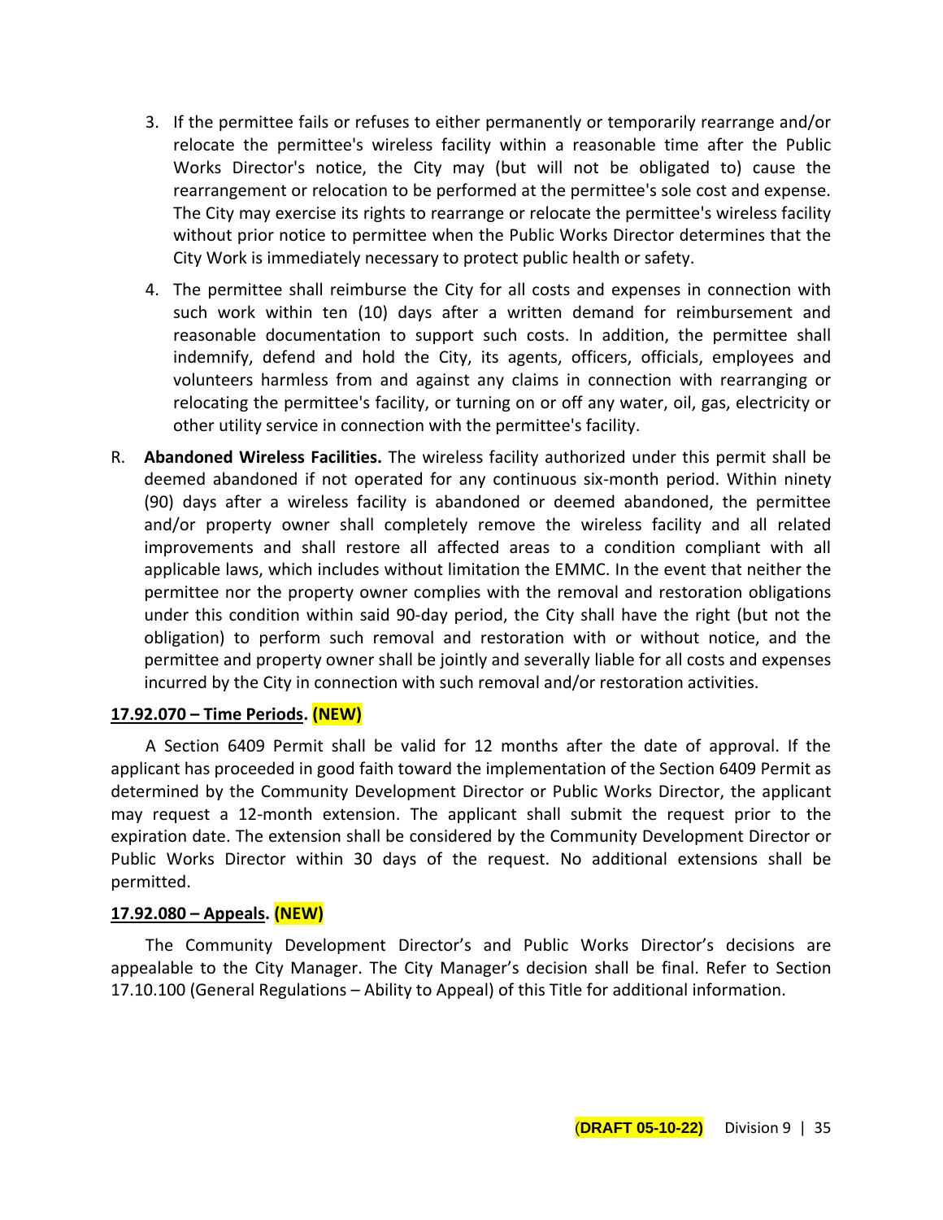3. If the permittee fails or refuses to either permanently or temporarily rearrange and/or relocate the permittee's wireless facility within a reasonable time after the Public Works Director's notice, the City may (but will not be obligated to) cause the rearrangement or relocation to be performed at the permittee's sole cost and expense. The City may exercise its rights to rearrange or relocate the permittee's wireless facility without prior notice to permittee when the Public Works Director determines that the City Work is immediately necessary to protect public health or safety.

4. The permittee shall reimburse the City for all costs and expenses in connection with such work within ten (10) days after a written demand for reimbursement and reasonable documentation to support such costs. In addition, the permittee shall indemnify, defend and hold the City, its agents, officers, officials, employees and volunteers harmless from and against any claims in connection with rearranging or relocating the permittee's facility, or turning on or off any water, oil, gas, electricity or other utility service in connection with the permittee's facility.

R. **Abandoned Wireless Facilities.** The wireless facility authorized under this permit shall be deemed abandoned if not operated for any continuous six-month period. Within ninety (90) days after a wireless facility is abandoned or deemed abandoned, the permittee and/or property owner shall completely remove the wireless facility and all related improvements and shall restore all affected areas to a condition compliant with all applicable laws, which includes without limitation the EMMC. In the event that neither the permittee nor the property owner complies with the removal and restoration obligations under this condition within said 90-day period, the City shall have the right (but not the obligation) to perform such removal and restoration with or without notice, and the permittee and property owner shall be jointly and severally liable for all costs and expenses incurred by the City in connection with such removal and/or restoration activities.

**17.92.070 – Time Periods. (NEW)**

A Section 6409 Permit shall be valid for 12 months after the date of approval. If the applicant has proceeded in good faith toward the implementation of the Section 6409 Permit as determined by the Community Development Director or Public Works Director, the applicant may request a 12-month extension. The applicant shall submit the request prior to the expiration date. The extension shall be considered by the Community Development Director or Public Works Director within 30 days of the request. No additional extensions shall be permitted.

**17.92.080 – Appeals. (NEW)**

The Community Development Director's and Public Works Director's decisions are appealable to the City Manager. The City Manager's decision shall be final. Refer to Section 17.10.100 (General Regulations – Ability to Appeal) of this Title for additional information.